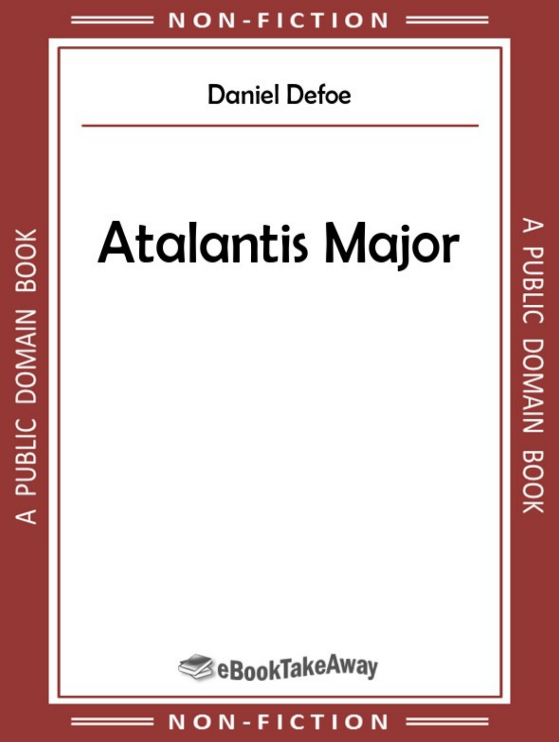NON-FICTION

Daniel Defoe

# Atalantis Major

eBookTakeAway

NON-FICTION

A PUBLIC DOMAIN BOOK

A PUBLIC DOMAIN BOOK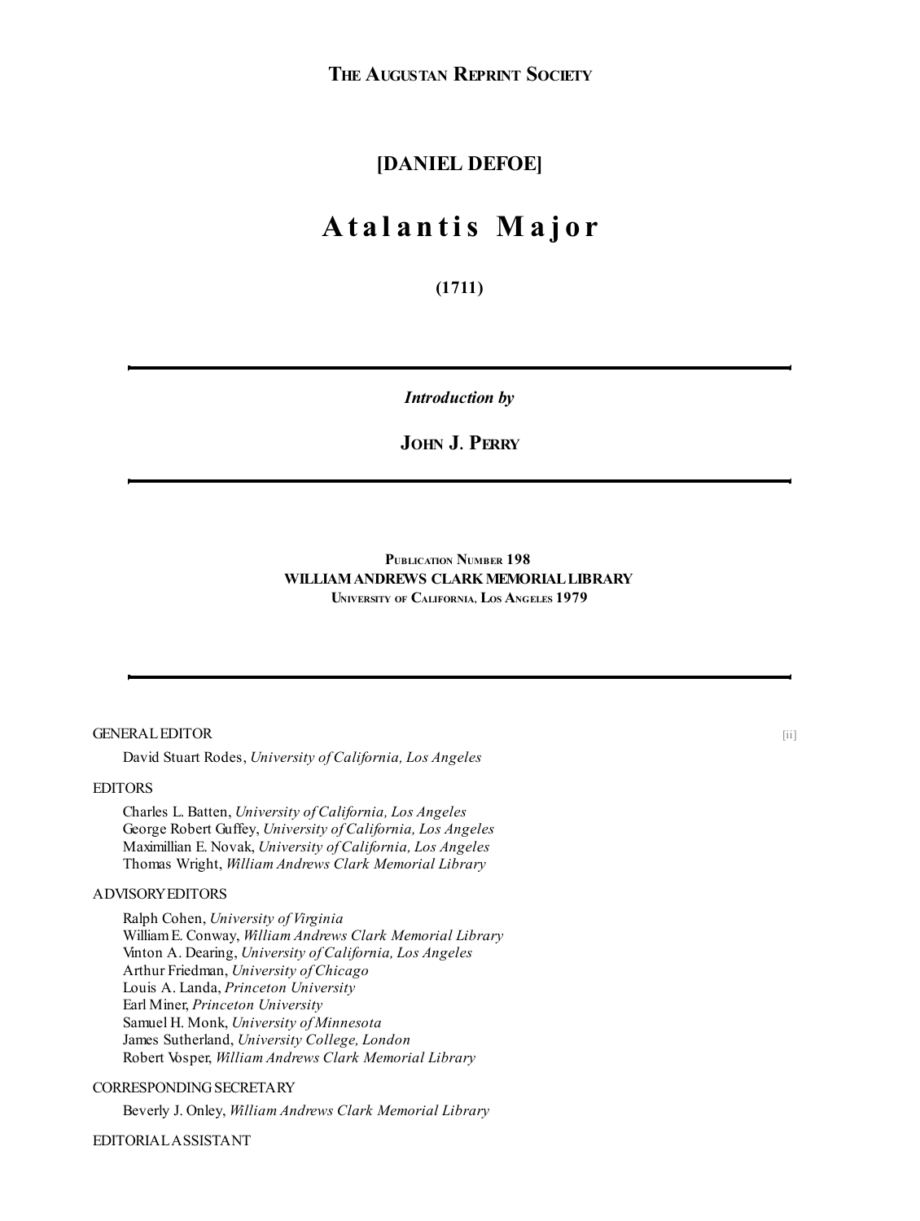**THE AUGUSTAN REPRINT SOCIETY**

## [DANIEL DEFOE]

# Atalantis Major

**(1711)**

---

***Introduction by***

**JOHN J. PERRY**

---

**PUBLICATION NUMBER 198**
**WILLIAM ANDREWS CLARK MEMORIAL LIBRARY**
**UNIVERSITY OF CALIFORNIA, LOS ANGELES 1979**

---

GENERAL EDITOR

David Stuart Rodes, *University of California, Los Angeles*

EDITORS

Charles L. Batten, *University of California, Los Angeles*
George Robert Guffey, *University of California, Los Angeles*
Maximillian E. Novak, *University of California, Los Angeles*
Thomas Wright, *William Andrews Clark Memorial Library*

ADVISORY EDITORS

Ralph Cohen, *University of Virginia*
William E. Conway, *William Andrews Clark Memorial Library*
Vinton A. Dearing, *University of California, Los Angeles*
Arthur Friedman, *University of Chicago*
Louis A. Landa, *Princeton University*
Earl Miner, *Princeton University*
Samuel H. Monk, *University of Minnesota*
James Sutherland, *University College, London*
Robert Vosper, *William Andrews Clark Memorial Library*

CORRESPONDING SECRETARY

Beverly J. Onley, *William Andrews Clark Memorial Library*

EDITORIAL ASSISTANT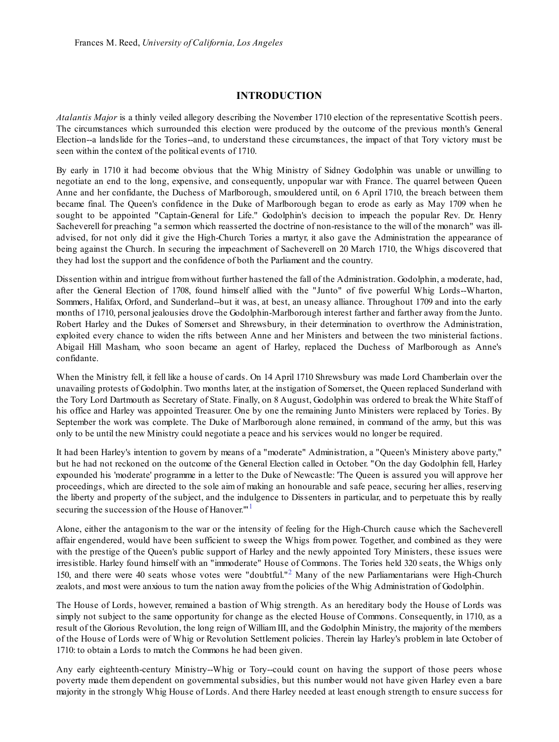Frances M. Reed, *University of California, Los Angeles*

## INTRODUCTION

*Atalantis Major* is a thinly veiled allegory describing the November 1710 election of the representative Scottish peers. The circumstances which surrounded this election were produced by the outcome of the previous month's General Election--a landslide for the Tories--and, to understand these circumstances, the impact of that Tory victory must be seen within the context of the political events of 1710.

By early in 1710 it had become obvious that the Whig Ministry of Sidney Godolphin was unable or unwilling to negotiate an end to the long, expensive, and consequently, unpopular war with France. The quarrel between Queen Anne and her confidante, the Duchess of Marlborough, smouldered until, on 6 April 1710, the breach between them became final. The Queen's confidence in the Duke of Marlborough began to erode as early as May 1709 when he sought to be appointed "Captain-General for Life." Godolphin's decision to impeach the popular Rev. Dr. Henry Sacheverell for preaching "a sermon which reasserted the doctrine of non-resistance to the will of the monarch" was ill-advised, for not only did it give the High-Church Tories a martyr, it also gave the Administration the appearance of being against the Church. In securing the impeachment of Sacheverell on 20 March 1710, the Whigs discovered that they had lost the support and the confidence of both the Parliament and the country.

Dissention within and intrigue from without further hastened the fall of the Administration. Godolphin, a moderate, had, after the General Election of 1708, found himself allied with the "Junto" of five powerful Whig Lords--Wharton, Sommers, Halifax, Orford, and Sunderland--but it was, at best, an uneasy alliance. Throughout 1709 and into the early months of 1710, personal jealousies drove the Godolphin-Marlborough interest farther and farther away from the Junto. Robert Harley and the Dukes of Somerset and Shrewsbury, in their determination to overthrow the Administration, exploited every chance to widen the rifts between Anne and her Ministers and between the two ministerial factions. Abigail Hill Masham, who soon became an agent of Harley, replaced the Duchess of Marlborough as Anne's confidante.

When the Ministry fell, it fell like a house of cards. On 14 April 1710 Shrewsbury was made Lord Chamberlain over the unavailing protests of Godolphin. Two months later, at the instigation of Somerset, the Queen replaced Sunderland with the Tory Lord Dartmouth as Secretary of State. Finally, on 8 August, Godolphin was ordered to break the White Staff of his office and Harley was appointed Treasurer. One by one the remaining Junto Ministers were replaced by Tories. By September the work was complete. The Duke of Marlborough alone remained, in command of the army, but this was only to be until the new Ministry could negotiate a peace and his services would no longer be required.

It had been Harley's intention to govern by means of a "moderate" Administration, a "Queen's Ministery above party," but he had not reckoned on the outcome of the General Election called in October. "On the day Godolphin fell, Harley expounded his 'moderate' programme in a letter to the Duke of Newcastle: 'The Queen is assured you will approve her proceedings, which are directed to the sole aim of making an honourable and safe peace, securing her allies, reserving the liberty and property of the subject, and the indulgence to Dissenters in particular, and to perpetuate this by really securing the succession of the House of Hanover.'"[1]

Alone, either the antagonism to the war or the intensity of feeling for the High-Church cause which the Sacheverell affair engendered, would have been sufficient to sweep the Whigs from power. Together, and combined as they were with the prestige of the Queen's public support of Harley and the newly appointed Tory Ministers, these issues were irresistible. Harley found himself with an "immoderate" House of Commons. The Tories held 320 seats, the Whigs only 150, and there were 40 seats whose votes were "doubtful."[2] Many of the new Parliamentarians were High-Church zealots, and most were anxious to turn the nation away from the policies of the Whig Administration of Godolphin.

The House of Lords, however, remained a bastion of Whig strength. As an hereditary body the House of Lords was simply not subject to the same opportunity for change as the elected House of Commons. Consequently, in 1710, as a result of the Glorious Revolution, the long reign of William III, and the Godolphin Ministry, the majority of the members of the House of Lords were of Whig or Revolution Settlement policies. Therein lay Harley's problem in late October of 1710: to obtain a Lords to match the Commons he had been given.

Any early eighteenth-century Ministry--Whig or Tory--could count on having the support of those peers whose poverty made them dependent on governmental subsidies, but this number would not have given Harley even a bare majority in the strongly Whig House of Lords. And there Harley needed at least enough strength to ensure success for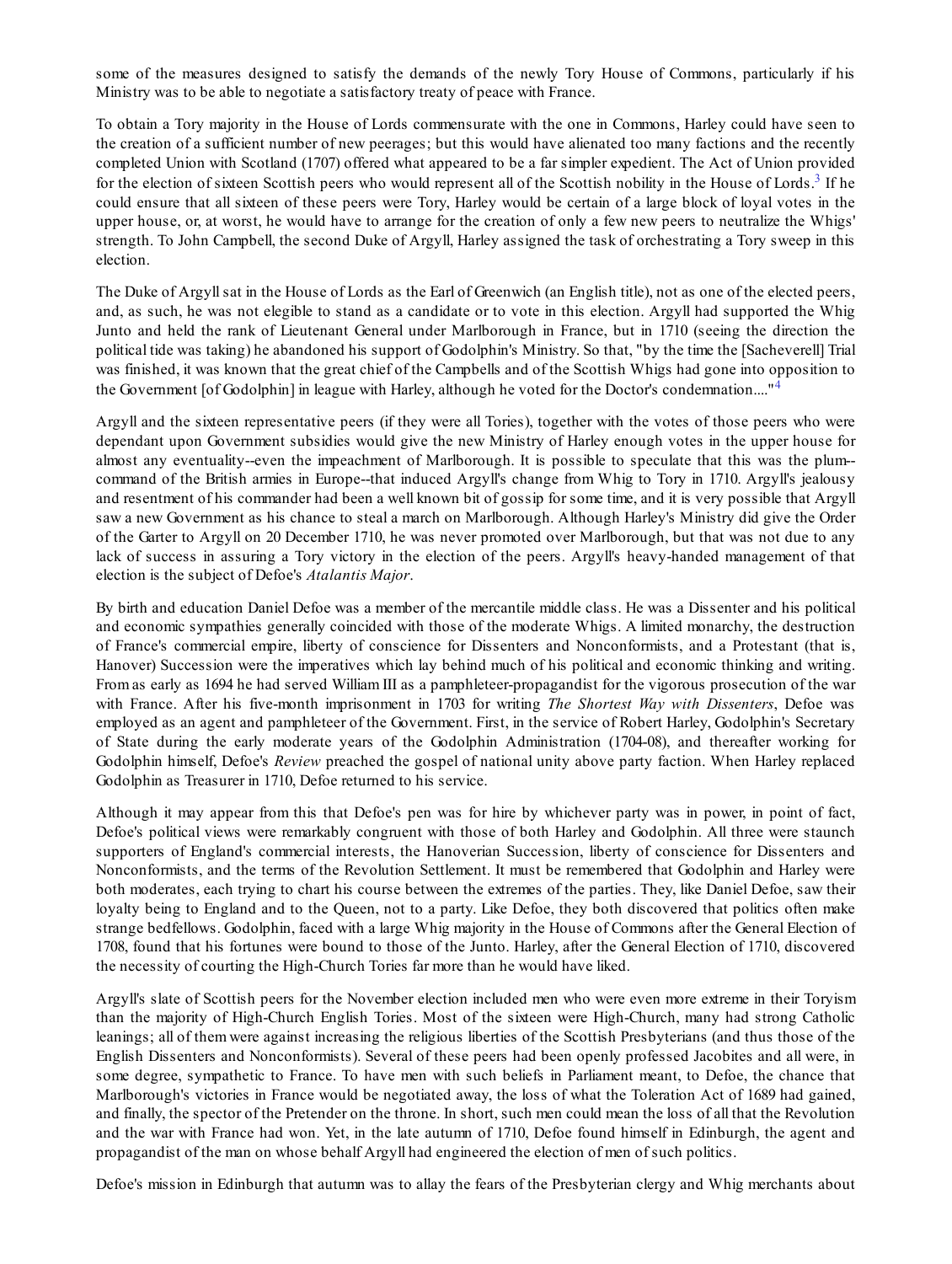some of the measures designed to satisfy the demands of the newly Tory House of Commons, particularly if his Ministry was to be able to negotiate a satisfactory treaty of peace with France.

To obtain a Tory majority in the House of Lords commensurate with the one in Commons, Harley could have seen to the creation of a sufficient number of new peerages; but this would have alienated too many factions and the recently completed Union with Scotland (1707) offered what appeared to be a far simpler expedient. The Act of Union provided for the election of sixteen Scottish peers who would represent all of the Scottish nobility in the House of Lords.[3] If he could ensure that all sixteen of these peers were Tory, Harley would be certain of a large block of loyal votes in the upper house, or, at worst, he would have to arrange for the creation of only a few new peers to neutralize the Whigs' strength. To John Campbell, the second Duke of Argyll, Harley assigned the task of orchestrating a Tory sweep in this election.

The Duke of Argyll sat in the House of Lords as the Earl of Greenwich (an English title), not as one of the elected peers, and, as such, he was not elegible to stand as a candidate or to vote in this election. Argyll had supported the Whig Junto and held the rank of Lieutenant General under Marlborough in France, but in 1710 (seeing the direction the political tide was taking) he abandoned his support of Godolphin's Ministry. So that, "by the time the [Sacheverell] Trial was finished, it was known that the great chief of the Campbells and of the Scottish Whigs had gone into opposition to the Government [of Godolphin] in league with Harley, although he voted for the Doctor's condemnation...."[4]

Argyll and the sixteen representative peers (if they were all Tories), together with the votes of those peers who were dependant upon Government subsidies would give the new Ministry of Harley enough votes in the upper house for almost any eventuality--even the impeachment of Marlborough. It is possible to speculate that this was the plum--command of the British armies in Europe--that induced Argyll's change from Whig to Tory in 1710. Argyll's jealousy and resentment of his commander had been a well known bit of gossip for some time, and it is very possible that Argyll saw a new Government as his chance to steal a march on Marlborough. Although Harley's Ministry did give the Order of the Garter to Argyll on 20 December 1710, he was never promoted over Marlborough, but that was not due to any lack of success in assuring a Tory victory in the election of the peers. Argyll's heavy-handed management of that election is the subject of Defoe's *Atalantis Major*.

By birth and education Daniel Defoe was a member of the mercantile middle class. He was a Dissenter and his political and economic sympathies generally coincided with those of the moderate Whigs. A limited monarchy, the destruction of France's commercial empire, liberty of conscience for Dissenters and Nonconformists, and a Protestant (that is, Hanover) Succession were the imperatives which lay behind much of his political and economic thinking and writing. From as early as 1694 he had served William III as a pamphleteer-propagandist for the vigorous prosecution of the war with France. After his five-month imprisonment in 1703 for writing *The Shortest Way with Dissenters*, Defoe was employed as an agent and pamphleteer of the Government. First, in the service of Robert Harley, Godolphin's Secretary of State during the early moderate years of the Godolphin Administration (1704-08), and thereafter working for Godolphin himself, Defoe's *Review* preached the gospel of national unity above party faction. When Harley replaced Godolphin as Treasurer in 1710, Defoe returned to his service.

Although it may appear from this that Defoe's pen was for hire by whichever party was in power, in point of fact, Defoe's political views were remarkably congruent with those of both Harley and Godolphin. All three were staunch supporters of England's commercial interests, the Hanoverian Succession, liberty of conscience for Dissenters and Nonconformists, and the terms of the Revolution Settlement. It must be remembered that Godolphin and Harley were both moderates, each trying to chart his course between the extremes of the parties. They, like Daniel Defoe, saw their loyalty being to England and to the Queen, not to a party. Like Defoe, they both discovered that politics often make strange bedfellows. Godolphin, faced with a large Whig majority in the House of Commons after the General Election of 1708, found that his fortunes were bound to those of the Junto. Harley, after the General Election of 1710, discovered the necessity of courting the High-Church Tories far more than he would have liked.

Argyll's slate of Scottish peers for the November election included men who were even more extreme in their Toryism than the majority of High-Church English Tories. Most of the sixteen were High-Church, many had strong Catholic leanings; all of them were against increasing the religious liberties of the Scottish Presbyterians (and thus those of the English Dissenters and Nonconformists). Several of these peers had been openly professed Jacobites and all were, in some degree, sympathetic to France. To have men with such beliefs in Parliament meant, to Defoe, the chance that Marlborough's victories in France would be negotiated away, the loss of what the Toleration Act of 1689 had gained, and finally, the spector of the Pretender on the throne. In short, such men could mean the loss of all that the Revolution and the war with France had won. Yet, in the late autumn of 1710, Defoe found himself in Edinburgh, the agent and propagandist of the man on whose behalf Argyll had engineered the election of men of such politics.

Defoe's mission in Edinburgh that autumn was to allay the fears of the Presbyterian clergy and Whig merchants about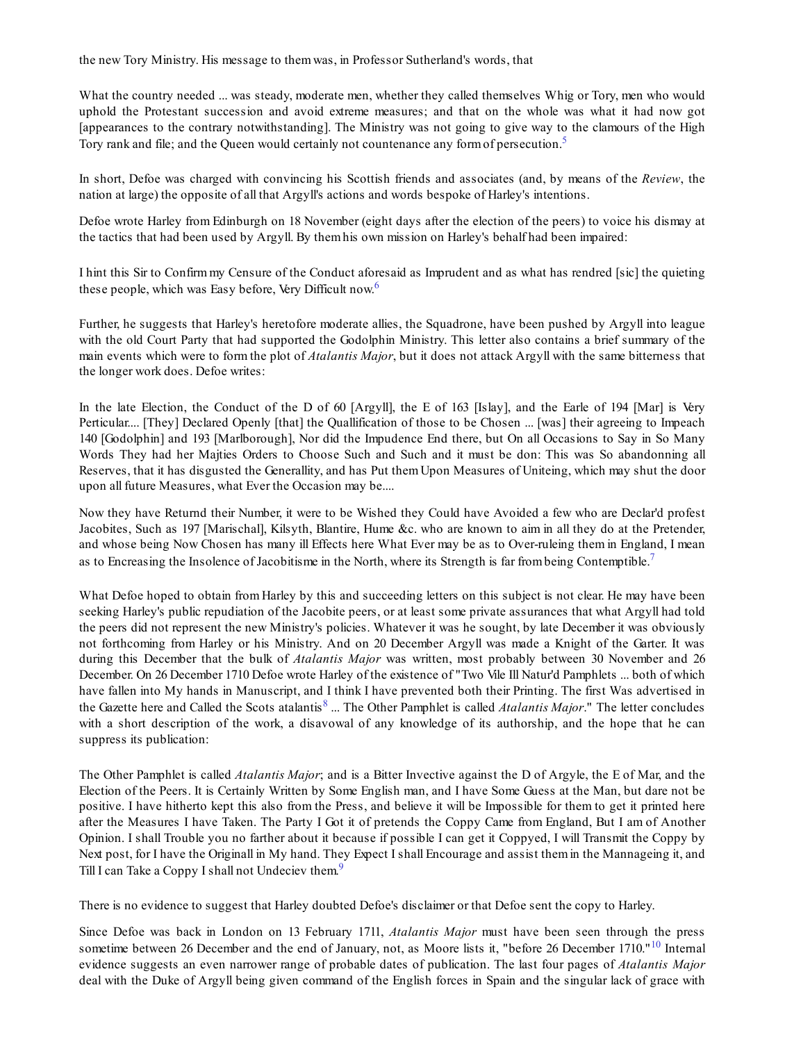the new Tory Ministry. His message to them was, in Professor Sutherland's words, that

What the country needed ... was steady, moderate men, whether they called themselves Whig or Tory, men who would uphold the Protestant succession and avoid extreme measures; and that on the whole was what it had now got [appearances to the contrary notwithstanding]. The Ministry was not going to give way to the clamours of the High Tory rank and file; and the Queen would certainly not countenance any form of persecution.[5]

In short, Defoe was charged with convincing his Scottish friends and associates (and, by means of the *Review*, the nation at large) the opposite of all that Argyll's actions and words bespoke of Harley's intentions.

Defoe wrote Harley from Edinburgh on 18 November (eight days after the election of the peers) to voice his dismay at the tactics that had been used by Argyll. By them his own mission on Harley's behalf had been impaired:

I hint this Sir to Confirm my Censure of the Conduct aforesaid as Imprudent and as what has rendred [sic] the quieting these people, which was Easy before, Very Difficult now.[6]

Further, he suggests that Harley's heretofore moderate allies, the Squadrone, have been pushed by Argyll into league with the old Court Party that had supported the Godolphin Ministry. This letter also contains a brief summary of the main events which were to form the plot of *Atalantis Major*, but it does not attack Argyll with the same bitterness that the longer work does. Defoe writes:

In the late Election, the Conduct of the D of 60 [Argyll], the E of 163 [Islay], and the Earle of 194 [Mar] is Very Perticular.... [They] Declared Openly [that] the Quallification of those to be Chosen ... [was] their agreeing to Impeach 140 [Godolphin] and 193 [Marlborough], Nor did the Impudence End there, but On all Occasions to Say in So Many Words They had her Majties Orders to Choose Such and Such and it must be don: This was So abandonning all Reserves, that it has disgusted the Generallity, and has Put them Upon Measures of Uniteing, which may shut the door upon all future Measures, what Ever the Occasion may be....

Now they have Returnd their Number, it were to be Wished they Could have Avoided a few who are Declar'd profest Jacobites, Such as 197 [Marischal], Kilsyth, Blantire, Hume &c. who are known to aim in all they do at the Pretender, and whose being Now Chosen has many ill Effects here What Ever may be as to Over-ruleing them in England, I mean as to Encreasing the Insolence of Jacobitisme in the North, where its Strength is far from being Contemptible.[7]

What Defoe hoped to obtain from Harley by this and succeeding letters on this subject is not clear. He may have been seeking Harley's public repudiation of the Jacobite peers, or at least some private assurances that what Argyll had told the peers did not represent the new Ministry's policies. Whatever it was he sought, by late December it was obviously not forthcoming from Harley or his Ministry. And on 20 December Argyll was made a Knight of the Garter. It was during this December that the bulk of *Atalantis Major* was written, most probably between 30 November and 26 December. On 26 December 1710 Defoe wrote Harley of the existence of "Two Vile Ill Natur'd Pamphlets ... both of which have fallen into My hands in Manuscript, and I think I have prevented both their Printing. The first Was advertised in the Gazette here and Called the Scots atalantis[8] ... The Other Pamphlet is called *Atalantis Major*." The letter concludes with a short description of the work, a disavowal of any knowledge of its authorship, and the hope that he can suppress its publication:

The Other Pamphlet is called *Atalantis Major*; and is a Bitter Invective against the D of Argyle, the E of Mar, and the Election of the Peers. It is Certainly Written by Some English man, and I have Some Guess at the Man, but dare not be positive. I have hitherto kept this also from the Press, and believe it will be Impossible for them to get it printed here after the Measures I have Taken. The Party I Got it of pretends the Coppy Came from England, But I am of Another Opinion. I shall Trouble you no farther about it because if possible I can get it Coppyed, I will Transmit the Coppy by Next post, for I have the Originall in My hand. They Expect I shall Encourage and assist them in the Mannageing it, and Till I can Take a Coppy I shall not Undeciev them.[9]

There is no evidence to suggest that Harley doubted Defoe's disclaimer or that Defoe sent the copy to Harley.

Since Defoe was back in London on 13 February 1711, *Atalantis Major* must have been seen through the press sometime between 26 December and the end of January, not, as Moore lists it, "before 26 December 1710."[10] Internal evidence suggests an even narrower range of probable dates of publication. The last four pages of *Atalantis Major* deal with the Duke of Argyll being given command of the English forces in Spain and the singular lack of grace with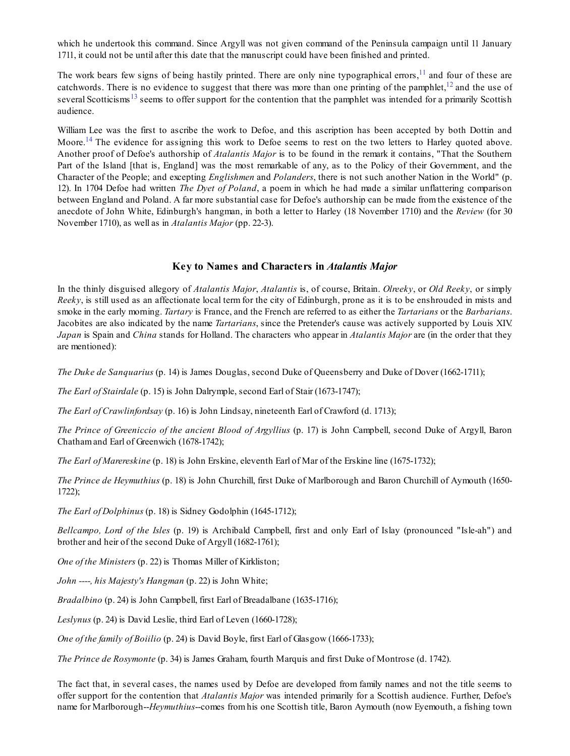which he undertook this command. Since Argyll was not given command of the Peninsula campaign until 11 January 1711, it could not be until after this date that the manuscript could have been finished and printed.

The work bears few signs of being hastily printed. There are only nine typographical errors,[11] and four of these are catchwords. There is no evidence to suggest that there was more than one printing of the pamphlet,[12] and the use of several Scotticisms[13] seems to offer support for the contention that the pamphlet was intended for a primarily Scottish audience.

William Lee was the first to ascribe the work to Defoe, and this ascription has been accepted by both Dottin and Moore.[14] The evidence for assigning this work to Defoe seems to rest on the two letters to Harley quoted above. Another proof of Defoe's authorship of *Atalantis Major* is to be found in the remark it contains, "That the Southern Part of the Island [that is, England] was the most remarkable of any, as to the Policy of their Government, and the Character of the People; and excepting *Englishmen* and *Polanders*, there is not such another Nation in the World" (p. 12). In 1704 Defoe had written *The Dyet of Poland*, a poem in which he had made a similar unflattering comparison between England and Poland. A far more substantial case for Defoe's authorship can be made from the existence of the anecdote of John White, Edinburgh's hangman, in both a letter to Harley (18 November 1710) and the *Review* (for 30 November 1710), as well as in *Atalantis Major* (pp. 22-3).

## Key to Names and Characters in *Atalantis Major*

In the thinly disguised allegory of *Atalantis Major*, *Atalantis* is, of course, Britain. *Olreeky*, or *Old Reeky*, or simply *Reeky*, is still used as an affectionate local term for the city of Edinburgh, prone as it is to be enshrouded in mists and smoke in the early morning. *Tartary* is France, and the French are referred to as either the *Tartarians* or the *Barbarians*. Jacobites are also indicated by the name *Tartarians*, since the Pretender's cause was actively supported by Louis XIV. *Japan* is Spain and *China* stands for Holland. The characters who appear in *Atalantis Major* are (in the order that they are mentioned):

*The Duke de Sanquarius* (p. 14) is James Douglas, second Duke of Queensberry and Duke of Dover (1662-1711);

*The Earl of Stairdale* (p. 15) is John Dalrymple, second Earl of Stair (1673-1747);

*The Earl of Crawlinfordsay* (p. 16) is John Lindsay, nineteenth Earl of Crawford (d. 1713);

*The Prince of Greeniccio of the ancient Blood of Argyllius* (p. 17) is John Campbell, second Duke of Argyll, Baron Chatham and Earl of Greenwich (1678-1742);

*The Earl of Marereskine* (p. 18) is John Erskine, eleventh Earl of Mar of the Erskine line (1675-1732);

*The Prince de Heymuthius* (p. 18) is John Churchill, first Duke of Marlborough and Baron Churchill of Aymouth (1650-1722);

*The Earl of Dolphinus* (p. 18) is Sidney Godolphin (1645-1712);

*Bellcampo, Lord of the Isles* (p. 19) is Archibald Campbell, first and only Earl of Islay (pronounced "Isle-ah") and brother and heir of the second Duke of Argyll (1682-1761);

*One of the Ministers* (p. 22) is Thomas Miller of Kirkliston;

*John ----, his Majesty's Hangman* (p. 22) is John White;

*Bradalbino* (p. 24) is John Campbell, first Earl of Breadalbane (1635-1716);

*Leslynus* (p. 24) is David Leslie, third Earl of Leven (1660-1728);

*One of the family of Boiilio* (p. 24) is David Boyle, first Earl of Glasgow (1666-1733);

*The Prince de Rosymonte* (p. 34) is James Graham, fourth Marquis and first Duke of Montrose (d. 1742).

The fact that, in several cases, the names used by Defoe are developed from family names and not the title seems to offer support for the contention that *Atalantis Major* was intended primarily for a Scottish audience. Further, Defoe's name for Marlborough--*Heymuthius*--comes from his one Scottish title, Baron Aymouth (now Eyemouth, a fishing town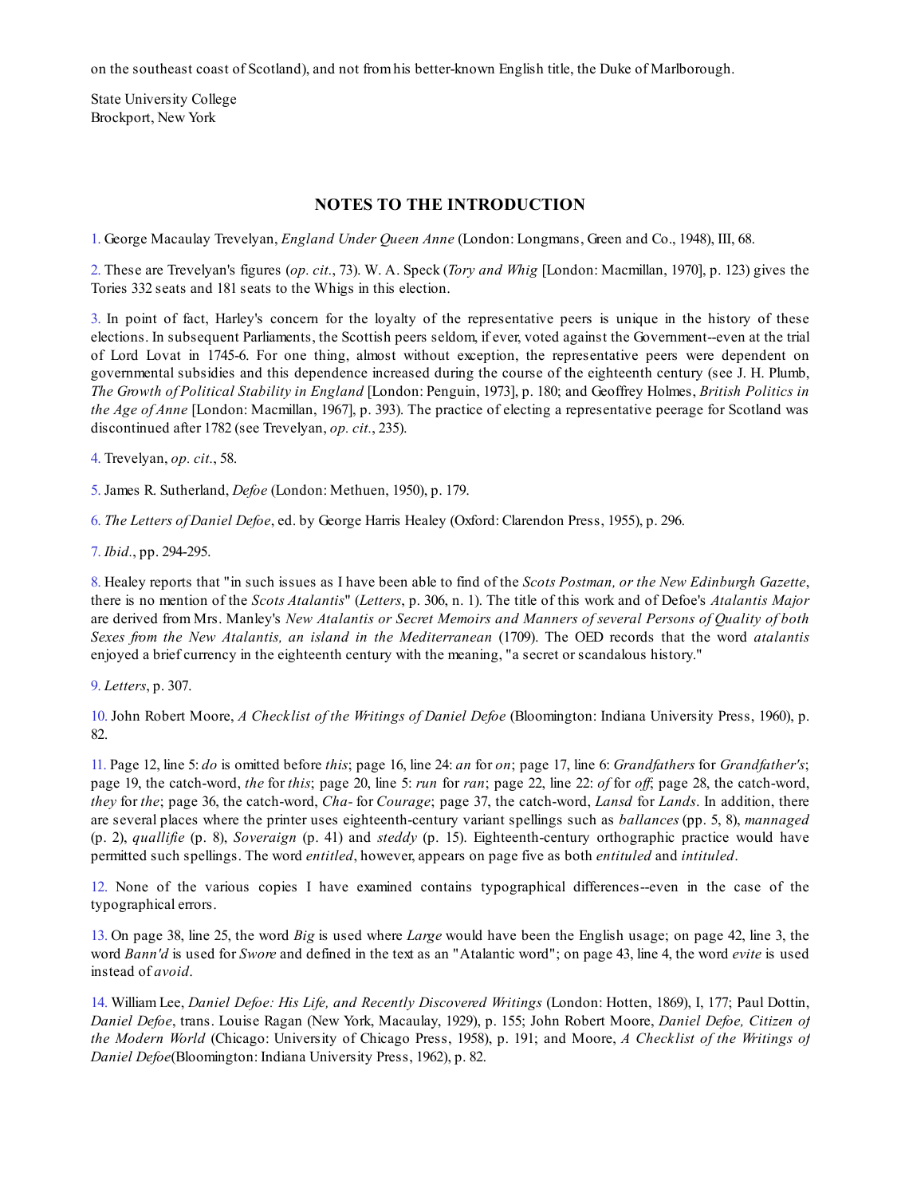on the southeast coast of Scotland), and not from his better-known English title, the Duke of Marlborough.

State University College
Brockport, New York

## NOTES TO THE INTRODUCTION

1. George Macaulay Trevelyan, *England Under Queen Anne* (London: Longmans, Green and Co., 1948), III, 68.

2. These are Trevelyan's figures (*op. cit.*, 73). W. A. Speck (*Tory and Whig* [London: Macmillan, 1970], p. 123) gives the Tories 332 seats and 181 seats to the Whigs in this election.

3. In point of fact, Harley's concern for the loyalty of the representative peers is unique in the history of these elections. In subsequent Parliaments, the Scottish peers seldom, if ever, voted against the Government--even at the trial of Lord Lovat in 1745-6. For one thing, almost without exception, the representative peers were dependent on governmental subsidies and this dependence increased during the course of the eighteenth century (see J. H. Plumb, *The Growth of Political Stability in England* [London: Penguin, 1973], p. 180; and Geoffrey Holmes, *British Politics in the Age of Anne* [London: Macmillan, 1967], p. 393). The practice of electing a representative peerage for Scotland was discontinued after 1782 (see Trevelyan, *op. cit.*, 235).

4. Trevelyan, *op. cit.*, 58.

5. James R. Sutherland, *Defoe* (London: Methuen, 1950), p. 179.

6. *The Letters of Daniel Defoe*, ed. by George Harris Healey (Oxford: Clarendon Press, 1955), p. 296.

7. *Ibid.*, pp. 294-295.

8. Healey reports that "in such issues as I have been able to find of the *Scots Postman, or the New Edinburgh Gazette*, there is no mention of the *Scots Atalantis*" (*Letters*, p. 306, n. 1). The title of this work and of Defoe's *Atalantis Major* are derived from Mrs. Manley's *New Atalantis or Secret Memoirs and Manners of several Persons of Quality of both Sexes from the New Atalantis, an island in the Mediterranean* (1709). The OED records that the word *atalantis* enjoyed a brief currency in the eighteenth century with the meaning, "a secret or scandalous history."

9. *Letters*, p. 307.

10. John Robert Moore, *A Checklist of the Writings of Daniel Defoe* (Bloomington: Indiana University Press, 1960), p. 82.

11. Page 12, line 5: *do* is omitted before *this*; page 16, line 24: *an* for *on*; page 17, line 6: *Grandfathers* for *Grandfather's*; page 19, the catch-word, *the* for *this*; page 20, line 5: *run* for *ran*; page 22, line 22: *of* for *off*; page 28, the catch-word, *they* for *the*; page 36, the catch-word, *Cha-* for *Courage*; page 37, the catch-word, *Lansd* for *Lands*. In addition, there are several places where the printer uses eighteenth-century variant spellings such as *ballances* (pp. 5, 8), *mannaged* (p. 2), *quallifie* (p. 8), *Soveraign* (p. 41) and *steddy* (p. 15). Eighteenth-century orthographic practice would have permitted such spellings. The word *entitled*, however, appears on page five as both *entituled* and *intituled*.

12. None of the various copies I have examined contains typographical differences--even in the case of the typographical errors.

13. On page 38, line 25, the word *Big* is used where *Large* would have been the English usage; on page 42, line 3, the word *Bann'd* is used for *Swore* and defined in the text as an "Atalantic word"; on page 43, line 4, the word *evite* is used instead of *avoid*.

14. William Lee, *Daniel Defoe: His Life, and Recently Discovered Writings* (London: Hotten, 1869), I, 177; Paul Dottin, *Daniel Defoe*, trans. Louise Ragan (New York, Macaulay, 1929), p. 155; John Robert Moore, *Daniel Defoe, Citizen of the Modern World* (Chicago: University of Chicago Press, 1958), p. 191; and Moore, *A Checklist of the Writings of Daniel Defoe*(Bloomington: Indiana University Press, 1962), p. 82.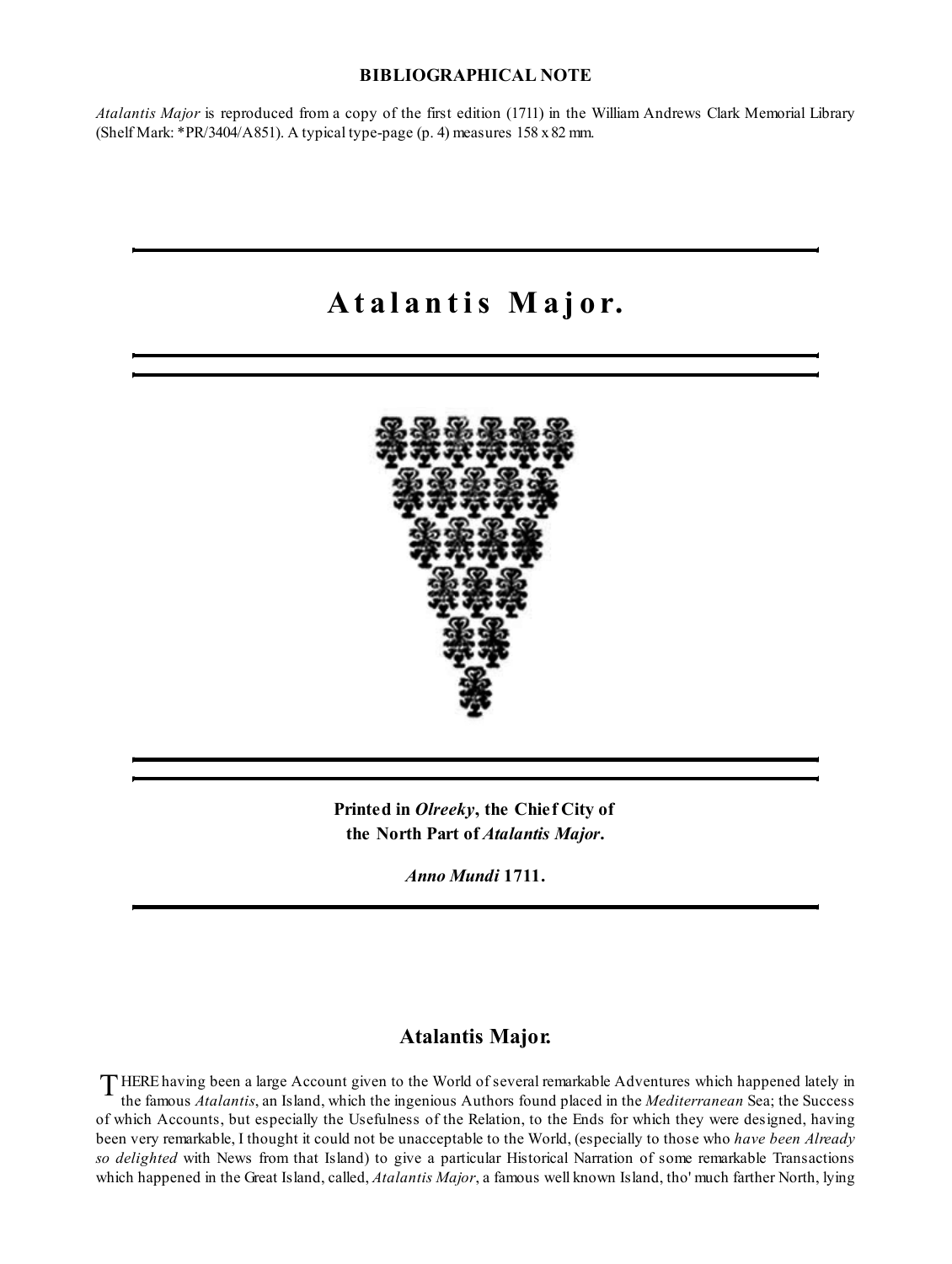**BIBLIOGRAPHICAL NOTE**

*Atalantis Major* is reproduced from a copy of the first edition (1711) in the William Andrews Clark Memorial Library (Shelf Mark: *PR/3404/A851). A typical type-page (p. 4) measures 158 x 82 mm.

# Atalantis Major.

**Printed in *Olreeky*, the Chief City of the North Part of *Atalantis Major*.**

***Anno Mundi* 1711.**

## Atalantis Major.

THERE having been a large Account given to the World of several remarkable Adventures which happened lately in the famous *Atalantis*, an Island, which the ingenious Authors found placed in the *Mediterranean* Sea; the Success of which Accounts, but especially the Usefulness of the Relation, to the Ends for which they were designed, having been very remarkable, I thought it could not be unacceptable to the World, (especially to those who *have been Already so delighted* with News from that Island) to give a particular Historical Narration of some remarkable Transactions which happened in the Great Island, called, *Atalantis Major*, a famous well known Island, tho' much farther North, lying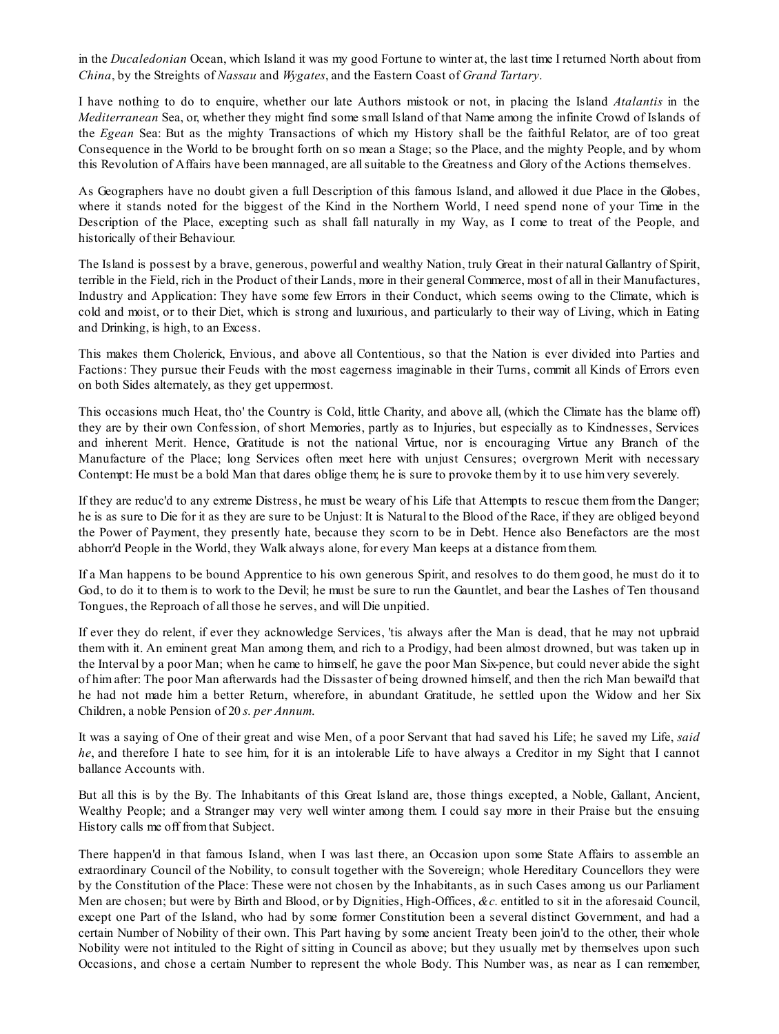in the *Ducaledonian* Ocean, which Island it was my good Fortune to winter at, the last time I returned North about from *China*, by the Streights of *Nassau* and *Wygates*, and the Eastern Coast of *Grand Tartary*.

I have nothing to do to enquire, whether our late Authors mistook or not, in placing the Island *Atalantis* in the *Mediterranean* Sea, or, whether they might find some small Island of that Name among the infinite Crowd of Islands of the *Egean* Sea: But as the mighty Transactions of which my History shall be the faithful Relator, are of too great Consequence in the World to be brought forth on so mean a Stage; so the Place, and the mighty People, and by whom this Revolution of Affairs have been mannaged, are all suitable to the Greatness and Glory of the Actions themselves.

As Geographers have no doubt given a full Description of this famous Island, and allowed it due Place in the Globes, where it stands noted for the biggest of the Kind in the Northern World, I need spend none of your Time in the Description of the Place, excepting such as shall fall naturally in my Way, as I come to treat of the People, and historically of their Behaviour.

The Island is possest by a brave, generous, powerful and wealthy Nation, truly Great in their natural Gallantry of Spirit, terrible in the Field, rich in the Product of their Lands, more in their general Commerce, most of all in their Manufactures, Industry and Application: They have some few Errors in their Conduct, which seems owing to the Climate, which is cold and moist, or to their Diet, which is strong and luxurious, and particularly to their way of Living, which in Eating and Drinking, is high, to an Excess.

This makes them Cholerick, Envious, and above all Contentious, so that the Nation is ever divided into Parties and Factions: They pursue their Feuds with the most eagerness imaginable in their Turns, commit all Kinds of Errors even on both Sides alternately, as they get uppermost.

This occasions much Heat, tho' the Country is Cold, little Charity, and above all, (which the Climate has the blame off) they are by their own Confession, of short Memories, partly as to Injuries, but especially as to Kindnesses, Services and inherent Merit. Hence, Gratitude is not the national Virtue, nor is encouraging Virtue any Branch of the Manufacture of the Place; long Services often meet here with unjust Censures; overgrown Merit with necessary Contempt: He must be a bold Man that dares oblige them; he is sure to provoke them by it to use him very severely.

If they are reduc'd to any extreme Distress, he must be weary of his Life that Attempts to rescue them from the Danger; he is as sure to Die for it as they are sure to be Unjust: It is Natural to the Blood of the Race, if they are obliged beyond the Power of Payment, they presently hate, because they scorn to be in Debt. Hence also Benefactors are the most abhorr'd People in the World, they Walk always alone, for every Man keeps at a distance from them.

If a Man happens to be bound Apprentice to his own generous Spirit, and resolves to do them good, he must do it to God, to do it to them is to work to the Devil; he must be sure to run the Gauntlet, and bear the Lashes of Ten thousand Tongues, the Reproach of all those he serves, and will Die unpitied.

If ever they do relent, if ever they acknowledge Services, 'tis always after the Man is dead, that he may not upbraid them with it. An eminent great Man among them, and rich to a Prodigy, had been almost drowned, but was taken up in the Interval by a poor Man; when he came to himself, he gave the poor Man Six-pence, but could never abide the sight of him after: The poor Man afterwards had the Dissaster of being drowned himself, and then the rich Man bewail'd that he had not made him a better Return, wherefore, in abundant Gratitude, he settled upon the Widow and her Six Children, a noble Pension of 20 *s. per Annum*.

It was a saying of One of their great and wise Men, of a poor Servant that had saved his Life; he saved my Life, *said he*, and therefore I hate to see him, for it is an intolerable Life to have always a Creditor in my Sight that I cannot ballance Accounts with.

But all this is by the By. The Inhabitants of this Great Island are, those things excepted, a Noble, Gallant, Ancient, Wealthy People; and a Stranger may very well winter among them. I could say more in their Praise but the ensuing History calls me off from that Subject.

There happen'd in that famous Island, when I was last there, an Occasion upon some State Affairs to assemble an extraordinary Council of the Nobility, to consult together with the Sovereign; whole Hereditary Councellors they were by the Constitution of the Place: These were not chosen by the Inhabitants, as in such Cases among us our Parliament Men are chosen; but were by Birth and Blood, or by Dignities, High-Offices, *&c.* entitled to sit in the aforesaid Council, except one Part of the Island, who had by some former Constitution been a several distinct Government, and had a certain Number of Nobility of their own. This Part having by some ancient Treaty been join'd to the other, their whole Nobility were not intituled to the Right of sitting in Council as above; but they usually met by themselves upon such Occasions, and chose a certain Number to represent the whole Body. This Number was, as near as I can remember,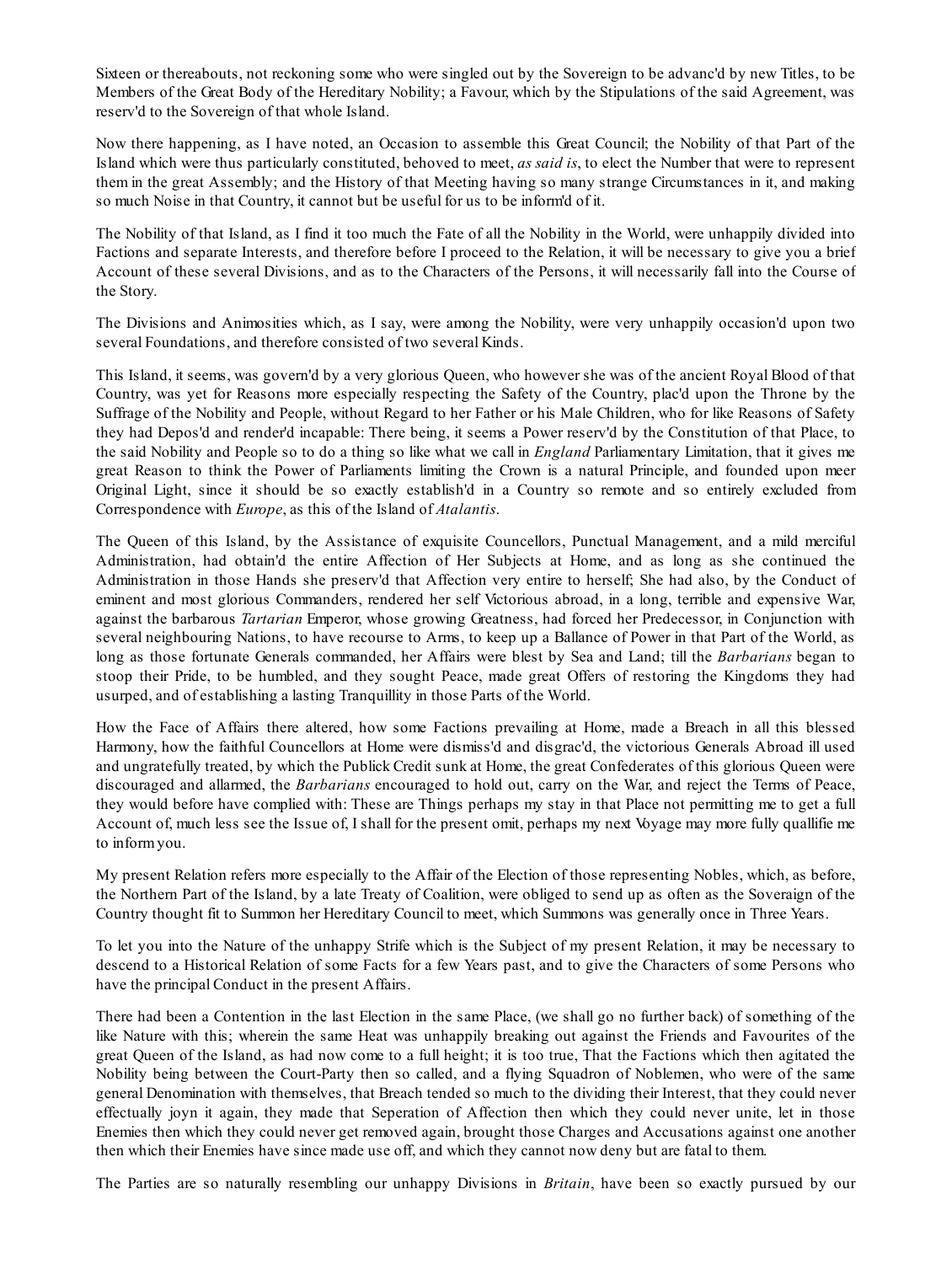Sixteen or thereabouts, not reckoning some who were singled out by the Sovereign to be advanc'd by new Titles, to be Members of the Great Body of the Hereditary Nobility; a Favour, which by the Stipulations of the said Agreement, was reserv'd to the Sovereign of that whole Island.

Now there happening, as I have noted, an Occasion to assemble this Great Council; the Nobility of that Part of the Island which were thus particularly constituted, behoved to meet, *as said is*, to elect the Number that were to represent them in the great Assembly; and the History of that Meeting having so many strange Circumstances in it, and making so much Noise in that Country, it cannot but be useful for us to be inform'd of it.

The Nobility of that Island, as I find it too much the Fate of all the Nobility in the World, were unhappily divided into Factions and separate Interests, and therefore before I proceed to the Relation, it will be necessary to give you a brief Account of these several Divisions, and as to the Characters of the Persons, it will necessarily fall into the Course of the Story.

The Divisions and Animosities which, as I say, were among the Nobility, were very unhappily occasion'd upon two several Foundations, and therefore consisted of two several Kinds.

This Island, it seems, was govern'd by a very glorious Queen, who however she was of the ancient Royal Blood of that Country, was yet for Reasons more especially respecting the Safety of the Country, plac'd upon the Throne by the Suffrage of the Nobility and People, without Regard to her Father or his Male Children, who for like Reasons of Safety they had Depos'd and render'd incapable: There being, it seems a Power reserv'd by the Constitution of that Place, to the said Nobility and People so to do a thing so like what we call in *England* Parliamentary Limitation, that it gives me great Reason to think the Power of Parliaments limiting the Crown is a natural Principle, and founded upon meer Original Light, since it should be so exactly establish'd in a Country so remote and so entirely excluded from Correspondence with *Europe*, as this of the Island of *Atalantis*.

The Queen of this Island, by the Assistance of exquisite Councellors, Punctual Management, and a mild merciful Administration, had obtain'd the entire Affection of Her Subjects at Home, and as long as she continued the Administration in those Hands she preserv'd that Affection very entire to herself; She had also, by the Conduct of eminent and most glorious Commanders, rendered her self Victorious abroad, in a long, terrible and expensive War, against the barbarous *Tartarian* Emperor, whose growing Greatness, had forced her Predecessor, in Conjunction with several neighbouring Nations, to have recourse to Arms, to keep up a Ballance of Power in that Part of the World, as long as those fortunate Generals commanded, her Affairs were blest by Sea and Land; till the *Barbarians* began to stoop their Pride, to be humbled, and they sought Peace, made great Offers of restoring the Kingdoms they had usurped, and of establishing a lasting Tranquillity in those Parts of the World.

How the Face of Affairs there altered, how some Factions prevailing at Home, made a Breach in all this blessed Harmony, how the faithful Councellors at Home were dismiss'd and disgrac'd, the victorious Generals Abroad ill used and ungratefully treated, by which the Publick Credit sunk at Home, the great Confederates of this glorious Queen were discouraged and allarmed, the *Barbarians* encouraged to hold out, carry on the War, and reject the Terms of Peace, they would before have complied with: These are Things perhaps my stay in that Place not permitting me to get a full Account of, much less see the Issue of, I shall for the present omit, perhaps my next Voyage may more fully quallifie me to inform you.

My present Relation refers more especially to the Affair of the Election of those representing Nobles, which, as before, the Northern Part of the Island, by a late Treaty of Coalition, were obliged to send up as often as the Soveraign of the Country thought fit to Summon her Hereditary Council to meet, which Summons was generally once in Three Years.

To let you into the Nature of the unhappy Strife which is the Subject of my present Relation, it may be necessary to descend to a Historical Relation of some Facts for a few Years past, and to give the Characters of some Persons who have the principal Conduct in the present Affairs.

There had been a Contention in the last Election in the same Place, (we shall go no further back) of something of the like Nature with this; wherein the same Heat was unhappily breaking out against the Friends and Favourites of the great Queen of the Island, as had now come to a full height; it is too true, That the Factions which then agitated the Nobility being between the Court-Party then so called, and a flying Squadron of Noblemen, who were of the same general Denomination with themselves, that Breach tended so much to the dividing their Interest, that they could never effectually joyn it again, they made that Seperation of Affection then which they could never unite, let in those Enemies then which they could never get removed again, brought those Charges and Accusations against one another then which their Enemies have since made use off, and which they cannot now deny but are fatal to them.

The Parties are so naturally resembling our unhappy Divisions in *Britain*, have been so exactly pursued by our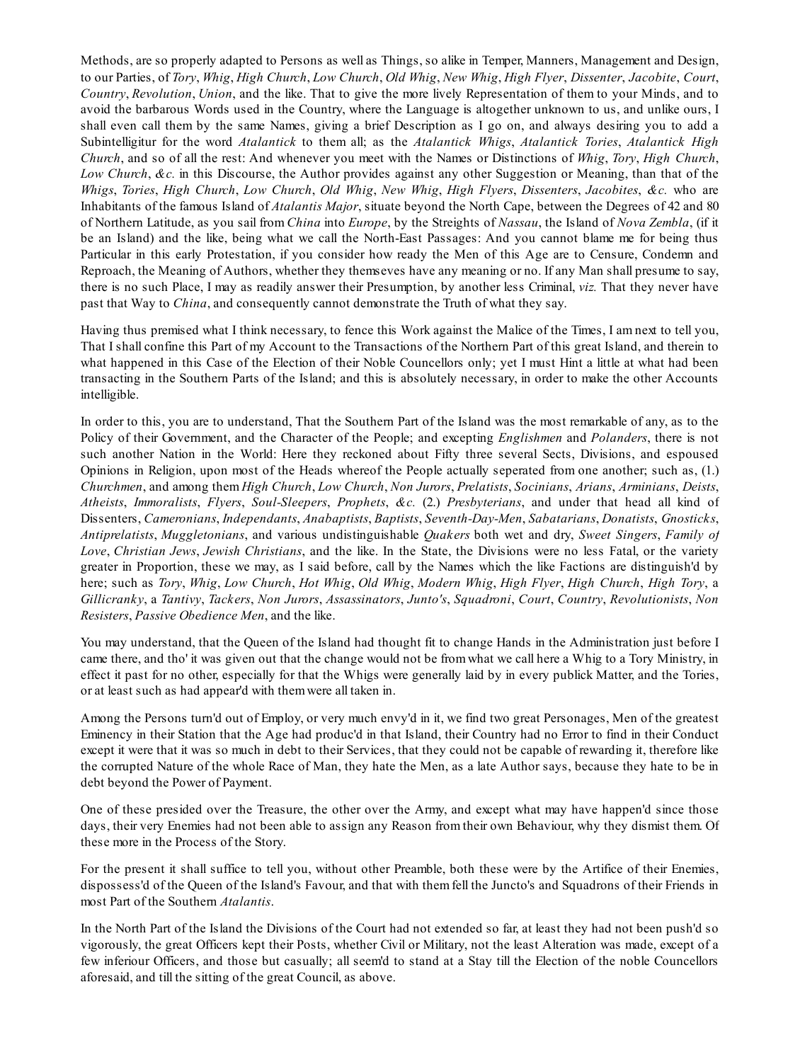Methods, are so properly adapted to Persons as well as Things, so alike in Temper, Manners, Management and Design, to our Parties, of *Tory*, *Whig*, *High Church*, *Low Church*, *Old Whig*, *New Whig*, *High Flyer*, *Dissenter*, *Jacobite*, *Court*, *Country*, *Revolution*, *Union*, and the like. That to give the more lively Representation of them to your Minds, and to avoid the barbarous Words used in the Country, where the Language is altogether unknown to us, and unlike ours, I shall even call them by the same Names, giving a brief Description as I go on, and always desiring you to add a Subintelligitur for the word *Atalantick* to them all; as the *Atalantick Whigs*, *Atalantick Tories*, *Atalantick High Church*, and so of all the rest: And whenever you meet with the Names or Distinctions of *Whig*, *Tory*, *High Church*, *Low Church*, *&c.* in this Discourse, the Author provides against any other Suggestion or Meaning, than that of the *Whigs*, *Tories*, *High Church*, *Low Church*, *Old Whig*, *New Whig*, *High Flyers*, *Dissenters*, *Jacobites*, *&c.* who are Inhabitants of the famous Island of *Atalantis Major*, situate beyond the North Cape, between the Degrees of 42 and 80 of Northern Latitude, as you sail from *China* into *Europe*, by the Streights of *Nassau*, the Island of *Nova Zembla*, (if it be an Island) and the like, being what we call the North-East Passages: And you cannot blame me for being thus Particular in this early Protestation, if you consider how ready the Men of this Age are to Censure, Condemn and Reproach, the Meaning of Authors, whether they themseves have any meaning or no. If any Man shall presume to say, there is no such Place, I may as readily answer their Presumption, by another less Criminal, *viz.* That they never have past that Way to *China*, and consequently cannot demonstrate the Truth of what they say.

Having thus premised what I think necessary, to fence this Work against the Malice of the Times, I am next to tell you, That I shall confine this Part of my Account to the Transactions of the Northern Part of this great Island, and therein to what happened in this Case of the Election of their Noble Councellors only; yet I must Hint a little at what had been transacting in the Southern Parts of the Island; and this is absolutely necessary, in order to make the other Accounts intelligible.

In order to this, you are to understand, That the Southern Part of the Island was the most remarkable of any, as to the Policy of their Government, and the Character of the People; and excepting *Englishmen* and *Polanders*, there is not such another Nation in the World: Here they reckoned about Fifty three several Sects, Divisions, and espoused Opinions in Religion, upon most of the Heads whereof the People actually seperated from one another; such as, (1.) *Churchmen*, and among them *High Church*, *Low Church*, *Non Jurors*, *Prelatists*, *Socinians*, *Arians*, *Arminians*, *Deists*, *Atheists*, *Immoralists*, *Flyers*, *Soul-Sleepers*, *Prophets*, *&c.* (2.) *Presbyterians*, and under that head all kind of Dissenters, *Cameronians*, *Independants*, *Anabaptists*, *Baptists*, *Seventh-Day-Men*, *Sabatarians*, *Donatists*, *Gnosticks*, *Antiprelatists*, *Muggletonians*, and various undistinguishable *Quakers* both wet and dry, *Sweet Singers*, *Family of Love*, *Christian Jews*, *Jewish Christians*, and the like. In the State, the Divisions were no less Fatal, or the variety greater in Proportion, these we may, as I said before, call by the Names which the like Factions are distinguish'd by here; such as *Tory*, *Whig*, *Low Church*, *Hot Whig*, *Old Whig*, *Modern Whig*, *High Flyer*, *High Church*, *High Tory*, a *Gillicranky*, a *Tantivy*, *Tackers*, *Non Jurors*, *Assassinators*, *Junto's*, *Squadroni*, *Court*, *Country*, *Revolutionists*, *Non Resisters*, *Passive Obedience Men*, and the like.

You may understand, that the Queen of the Island had thought fit to change Hands in the Administration just before I came there, and tho' it was given out that the change would not be from what we call here a Whig to a Tory Ministry, in effect it past for no other, especially for that the Whigs were generally laid by in every publick Matter, and the Tories, or at least such as had appear'd with them were all taken in.

Among the Persons turn'd out of Employ, or very much envy'd in it, we find two great Personages, Men of the greatest Eminency in their Station that the Age had produc'd in that Island, their Country had no Error to find in their Conduct except it were that it was so much in debt to their Services, that they could not be capable of rewarding it, therefore like the corrupted Nature of the whole Race of Man, they hate the Men, as a late Author says, because they hate to be in debt beyond the Power of Payment.

One of these presided over the Treasure, the other over the Army, and except what may have happen'd since those days, their very Enemies had not been able to assign any Reason from their own Behaviour, why they dismist them. Of these more in the Process of the Story.

For the present it shall suffice to tell you, without other Preamble, both these were by the Artifice of their Enemies, dispossess'd of the Queen of the Island's Favour, and that with them fell the Juncto's and Squadrons of their Friends in most Part of the Southern *Atalantis*.

In the North Part of the Island the Divisions of the Court had not extended so far, at least they had not been push'd so vigorously, the great Officers kept their Posts, whether Civil or Military, not the least Alteration was made, except of a few inferiour Officers, and those but casually; all seem'd to stand at a Stay till the Election of the noble Councellors aforesaid, and till the sitting of the great Council, as above.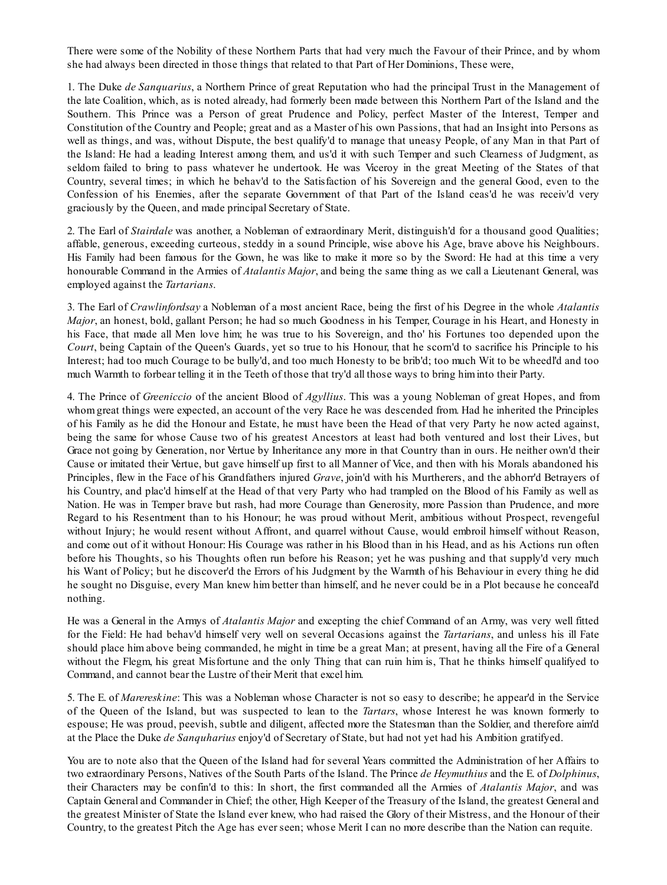There were some of the Nobility of these Northern Parts that had very much the Favour of their Prince, and by whom she had always been directed in those things that related to that Part of Her Dominions, These were,

1. The Duke *de Sanquarius*, a Northern Prince of great Reputation who had the principal Trust in the Management of the late Coalition, which, as is noted already, had formerly been made between this Northern Part of the Island and the Southern. This Prince was a Person of great Prudence and Policy, perfect Master of the Interest, Temper and Constitution of the Country and People; great and as a Master of his own Passions, that had an Insight into Persons as well as things, and was, without Dispute, the best qualify'd to manage that uneasy People, of any Man in that Part of the Island: He had a leading Interest among them, and us'd it with such Temper and such Clearness of Judgment, as seldom failed to bring to pass whatever he undertook. He was Viceroy in the great Meeting of the States of that Country, several times; in which he behav'd to the Satisfaction of his Sovereign and the general Good, even to the Confession of his Enemies, after the separate Government of that Part of the Island ceas'd he was receiv'd very graciously by the Queen, and made principal Secretary of State.

2. The Earl of *Stairdale* was another, a Nobleman of extraordinary Merit, distinguish'd for a thousand good Qualities; affable, generous, exceeding curteous, steddy in a sound Principle, wise above his Age, brave above his Neighbours. His Family had been famous for the Gown, he was like to make it more so by the Sword: He had at this time a very honourable Command in the Armies of *Atalantis Major*, and being the same thing as we call a Lieutenant General, was employed against the *Tartarians*.

3. The Earl of *Crawlinfordsay* a Nobleman of a most ancient Race, being the first of his Degree in the whole *Atalantis Major*, an honest, bold, gallant Person; he had so much Goodness in his Temper, Courage in his Heart, and Honesty in his Face, that made all Men love him; he was true to his Sovereign, and tho' his Fortunes too depended upon the *Court*, being Captain of the Queen's Guards, yet so true to his Honour, that he scorn'd to sacrifice his Principle to his Interest; had too much Courage to be bully'd, and too much Honesty to be brib'd; too much Wit to be wheedl'd and too much Warmth to forbear telling it in the Teeth of those that try'd all those ways to bring him into their Party.

4. The Prince of *Greeniccio* of the ancient Blood of *Agyllius*. This was a young Nobleman of great Hopes, and from whom great things were expected, an account of the very Race he was descended from. Had he inherited the Principles of his Family as he did the Honour and Estate, he must have been the Head of that very Party he now acted against, being the same for whose Cause two of his greatest Ancestors at least had both ventured and lost their Lives, but Grace not going by Generation, nor Vertue by Inheritance any more in that Country than in ours. He neither own'd their Cause or imitated their Vertue, but gave himself up first to all Manner of Vice, and then with his Morals abandoned his Principles, flew in the Face of his Grandfathers injured *Grave*, join'd with his Murtherers, and the abhorr'd Betrayers of his Country, and plac'd himself at the Head of that very Party who had trampled on the Blood of his Family as well as Nation. He was in Temper brave but rash, had more Courage than Generosity, more Passion than Prudence, and more Regard to his Resentment than to his Honour; he was proud without Merit, ambitious without Prospect, revengeful without Injury; he would resent without Affront, and quarrel without Cause, would embroil himself without Reason, and come out of it without Honour: His Courage was rather in his Blood than in his Head, and as his Actions run often before his Thoughts, so his Thoughts often run before his Reason; yet he was pushing and that supply'd very much his Want of Policy; but he discover'd the Errors of his Judgment by the Warmth of his Behaviour in every thing he did he sought no Disguise, every Man knew him better than himself, and he never could be in a Plot because he conceal'd nothing.

He was a General in the Armys of *Atalantis Major* and excepting the chief Command of an Army, was very well fitted for the Field: He had behav'd himself very well on several Occasions against the *Tartarians*, and unless his ill Fate should place him above being commanded, he might in time be a great Man; at present, having all the Fire of a General without the Flegm, his great Misfortune and the only Thing that can ruin him is, That he thinks himself qualifyed to Command, and cannot bear the Lustre of their Merit that excel him.

5. The E. of *Marereskine*: This was a Nobleman whose Character is not so easy to describe; he appear'd in the Service of the Queen of the Island, but was suspected to lean to the *Tartars*, whose Interest he was known formerly to espouse; He was proud, peevish, subtle and diligent, affected more the Statesman than the Soldier, and therefore aim'd at the Place the Duke *de Sanquharius* enjoy'd of Secretary of State, but had not yet had his Ambition gratifyed.

You are to note also that the Queen of the Island had for several Years committed the Administration of her Affairs to two extraordinary Persons, Natives of the South Parts of the Island. The Prince *de Heymuthius* and the E. of *Dolphinus*, their Characters may be confin'd to this: In short, the first commanded all the Armies of *Atalantis Major*, and was Captain General and Commander in Chief; the other, High Keeper of the Treasury of the Island, the greatest General and the greatest Minister of State the Island ever knew, who had raised the Glory of their Mistress, and the Honour of their Country, to the greatest Pitch the Age has ever seen; whose Merit I can no more describe than the Nation can requite.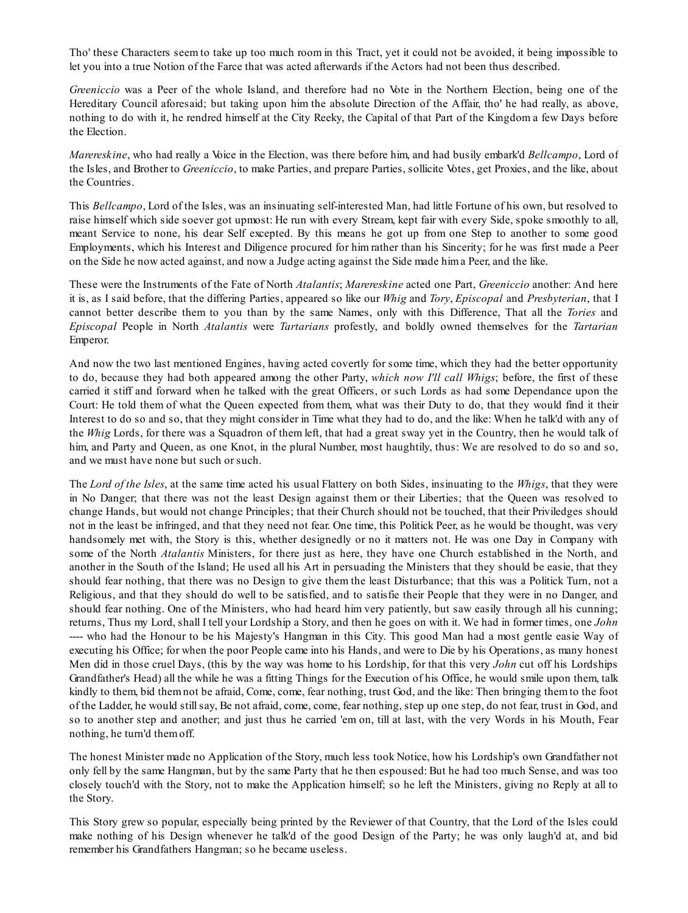Tho' these Characters seem to take up too much room in this Tract, yet it could not be avoided, it being impossible to let you into a true Notion of the Farce that was acted afterwards if the Actors had not been thus described.

*Greeniccio* was a Peer of the whole Island, and therefore had no Vote in the Northern Election, being one of the Hereditary Council aforesaid; but taking upon him the absolute Direction of the Affair, tho' he had really, as above, nothing to do with it, he rendred himself at the City Reeky, the Capital of that Part of the Kingdom a few Days before the Election.

*Marereskine*, who had really a Voice in the Election, was there before him, and had busily embark'd *Bellcampo*, Lord of the Isles, and Brother to *Greeniccio*, to make Parties, and prepare Parties, sollicite Votes, get Proxies, and the like, about the Countries.

This *Bellcampo*, Lord of the Isles, was an insinuating self-interested Man, had little Fortune of his own, but resolved to raise himself which side soever got upmost: He run with every Stream, kept fair with every Side, spoke smoothly to all, meant Service to none, his dear Self excepted. By this means he got up from one Step to another to some good Employments, which his Interest and Diligence procured for him rather than his Sincerity; for he was first made a Peer on the Side he now acted against, and now a Judge acting against the Side made him a Peer, and the like.

These were the Instruments of the Fate of North *Atalantis*; *Marereskine* acted one Part, *Greeniccio* another: And here it is, as I said before, that the differing Parties, appeared so like our *Whig* and *Tory*, *Episcopal* and *Presbyterian*, that I cannot better describe them to you than by the same Names, only with this Difference, That all the *Tories* and *Episcopal* People in North *Atalantis* were *Tartarians* profestly, and boldly owned themselves for the *Tartarian* Emperor.

And now the two last mentioned Engines, having acted covertly for some time, which they had the better opportunity to do, because they had both appeared among the other Party, *which now I'll call Whigs*; before, the first of these carried it stiff and forward when he talked with the great Officers, or such Lords as had some Dependance upon the Court: He told them of what the Queen expected from them, what was their Duty to do, that they would find it their Interest to do so and so, that they might consider in Time what they had to do, and the like: When he talk'd with any of the *Whig* Lords, for there was a Squadron of them left, that had a great sway yet in the Country, then he would talk of him, and Party and Queen, as one Knot, in the plural Number, most haughtily, thus: We are resolved to do so and so, and we must have none but such or such.

The *Lord of the Isles*, at the same time acted his usual Flattery on both Sides, insinuating to the *Whigs*, that they were in No Danger; that there was not the least Design against them or their Liberties; that the Queen was resolved to change Hands, but would not change Principles; that their Church should not be touched, that their Priviledges should not in the least be infringed, and that they need not fear. One time, this Politick Peer, as he would be thought, was very handsomely met with, the Story is this, whether designedly or no it matters not. He was one Day in Company with some of the North *Atalantis* Ministers, for there just as here, they have one Church established in the North, and another in the South of the Island; He used all his Art in persuading the Ministers that they should be easie, that they should fear nothing, that there was no Design to give them the least Disturbance; that this was a Politick Turn, not a Religious, and that they should do well to be satisfied, and to satisfie their People that they were in no Danger, and should fear nothing. One of the Ministers, who had heard him very patiently, but saw easily through all his cunning; returns, Thus my Lord, shall I tell your Lordship a Story, and then he goes on with it. We had in former times, one *John* ---- who had the Honour to be his Majesty's Hangman in this City. This good Man had a most gentle easie Way of executing his Office; for when the poor People came into his Hands, and were to Die by his Operations, as many honest Men did in those cruel Days, (this by the way was home to his Lordship, for that this very *John* cut off his Lordships Grandfather's Head) all the while he was a fitting Things for the Execution of his Office, he would smile upon them, talk kindly to them, bid them not be afraid, Come, come, fear nothing, trust God, and the like: Then bringing them to the foot of the Ladder, he would still say, Be not afraid, come, come, fear nothing, step up one step, do not fear, trust in God, and so to another step and another; and just thus he carried 'em on, till at last, with the very Words in his Mouth, Fear nothing, he turn'd them off.

The honest Minister made no Application of the Story, much less took Notice, how his Lordship's own Grandfather not only fell by the same Hangman, but by the same Party that he then espoused: But he had too much Sense, and was too closely touch'd with the Story, not to make the Application himself; so he left the Ministers, giving no Reply at all to the Story.

This Story grew so popular, especially being printed by the Reviewer of that Country, that the Lord of the Isles could make nothing of his Design whenever he talk'd of the good Design of the Party; he was only laugh'd at, and bid remember his Grandfathers Hangman; so he became useless.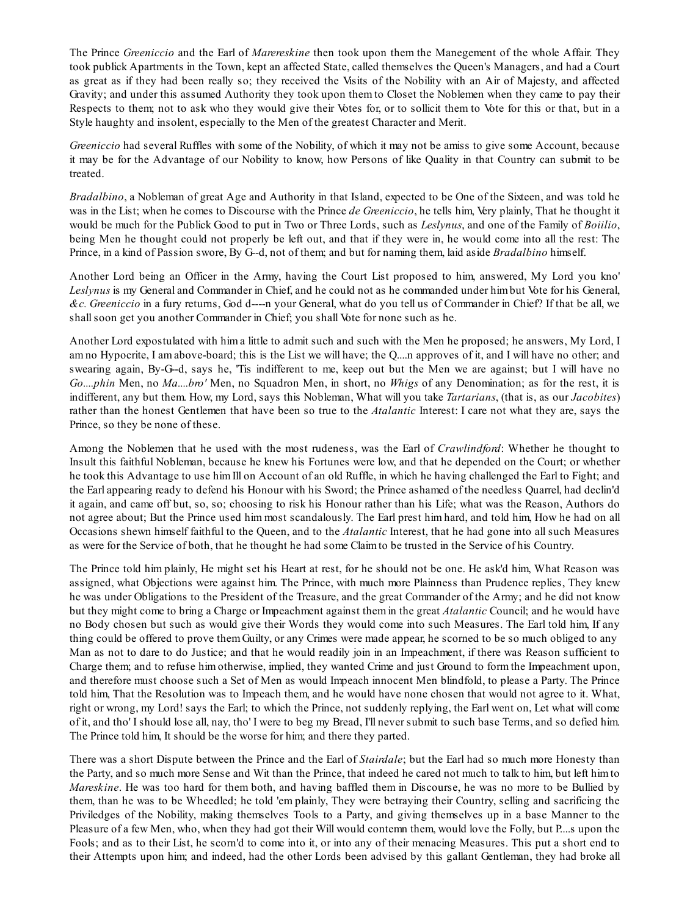The Prince *Greeniccio* and the Earl of *Marereskine* then took upon them the Manegement of the whole Affair. They took publick Apartments in the Town, kept an affected State, called themselves the Queen's Managers, and had a Court as great as if they had been really so; they received the Visits of the Nobility with an Air of Majesty, and affected Gravity; and under this assumed Authority they took upon them to Closet the Noblemen when they came to pay their Respects to them; not to ask who they would give their Votes for, or to sollicit them to Vote for this or that, but in a Style haughty and insolent, especially to the Men of the greatest Character and Merit.

*Greeniccio* had several Ruffles with some of the Nobility, of which it may not be amiss to give some Account, because it may be for the Advantage of our Nobility to know, how Persons of like Quality in that Country can submit to be treated.

*Bradalbino*, a Nobleman of great Age and Authority in that Island, expected to be One of the Sixteen, and was told he was in the List; when he comes to Discourse with the Prince *de Greeniccio*, he tells him, Very plainly, That he thought it would be much for the Publick Good to put in Two or Three Lords, such as *Leslynus*, and one of the Family of *Boiilio*, being Men he thought could not properly be left out, and that if they were in, he would come into all the rest: The Prince, in a kind of Passion swore, By G--d, not of them; and but for naming them, laid aside *Bradalbino* himself.

Another Lord being an Officer in the Army, having the Court List proposed to him, answered, My Lord you kno' *Leslynus* is my General and Commander in Chief, and he could not as he commanded under him but Vote for his General, *&c. Greeniccio* in a fury returns, God d----n your General, what do you tell us of Commander in Chief? If that be all, we shall soon get you another Commander in Chief; you shall Vote for none such as he.

Another Lord expostulated with him a little to admit such and such with the Men he proposed; he answers, My Lord, I am no Hypocrite, I am above-board; this is the List we will have; the Q....n approves of it, and I will have no other; and swearing again, By-G--d, says he, 'Tis indifferent to me, keep out but the Men we are against; but I will have no *Go....phin* Men, no *Ma....bro'* Men, no Squadron Men, in short, no *Whigs* of any Denomination; as for the rest, it is indifferent, any but them. How, my Lord, says this Nobleman, What will you take *Tartarians*, (that is, as our *Jacobites*) rather than the honest Gentlemen that have been so true to the *Atalantic* Interest: I care not what they are, says the Prince, so they be none of these.

Among the Noblemen that he used with the most rudeness, was the Earl of *Crawlindford*: Whether he thought to Insult this faithful Nobleman, because he knew his Fortunes were low, and that he depended on the Court; or whether he took this Advantage to use him Ill on Account of an old Ruffle, in which he having challenged the Earl to Fight; and the Earl appearing ready to defend his Honour with his Sword; the Prince ashamed of the needless Quarrel, had declin'd it again, and came off but, so, so; choosing to risk his Honour rather than his Life; what was the Reason, Authors do not agree about; But the Prince used him most scandalously. The Earl prest him hard, and told him, How he had on all Occasions shewn himself faithful to the Queen, and to the *Atalantic* Interest, that he had gone into all such Measures as were for the Service of both, that he thought he had some Claim to be trusted in the Service of his Country.

The Prince told him plainly, He might set his Heart at rest, for he should not be one. He ask'd him, What Reason was assigned, what Objections were against him. The Prince, with much more Plainness than Prudence replies, They knew he was under Obligations to the President of the Treasure, and the great Commander of the Army; and he did not know but they might come to bring a Charge or Impeachment against them in the great *Atalantic* Council; and he would have no Body chosen but such as would give their Words they would come into such Measures. The Earl told him, If any thing could be offered to prove them Guilty, or any Crimes were made appear, he scorned to be so much obliged to any Man as not to dare to do Justice; and that he would readily join in an Impeachment, if there was Reason sufficient to Charge them; and to refuse him otherwise, implied, they wanted Crime and just Ground to form the Impeachment upon, and therefore must choose such a Set of Men as would Impeach innocent Men blindfold, to please a Party. The Prince told him, That the Resolution was to Impeach them, and he would have none chosen that would not agree to it. What, right or wrong, my Lord! says the Earl; to which the Prince, not suddenly replying, the Earl went on, Let what will come of it, and tho' I should lose all, nay, tho' I were to beg my Bread, I'll never submit to such base Terms, and so defied him. The Prince told him, It should be the worse for him; and there they parted.

There was a short Dispute between the Prince and the Earl of *Stairdale*; but the Earl had so much more Honesty than the Party, and so much more Sense and Wit than the Prince, that indeed he cared not much to talk to him, but left him to *Mareskine*. He was too hard for them both, and having baffled them in Discourse, he was no more to be Bullied by them, than he was to be Wheedled; he told 'em plainly, They were betraying their Country, selling and sacrificing the Priviledges of the Nobility, making themselves Tools to a Party, and giving themselves up in a base Manner to the Pleasure of a few Men, who, when they had got their Will would contemn them, would love the Folly, but P....s upon the Fools; and as to their List, he scorn'd to come into it, or into any of their menacing Measures. This put a short end to their Attempts upon him; and indeed, had the other Lords been advised by this gallant Gentleman, they had broke all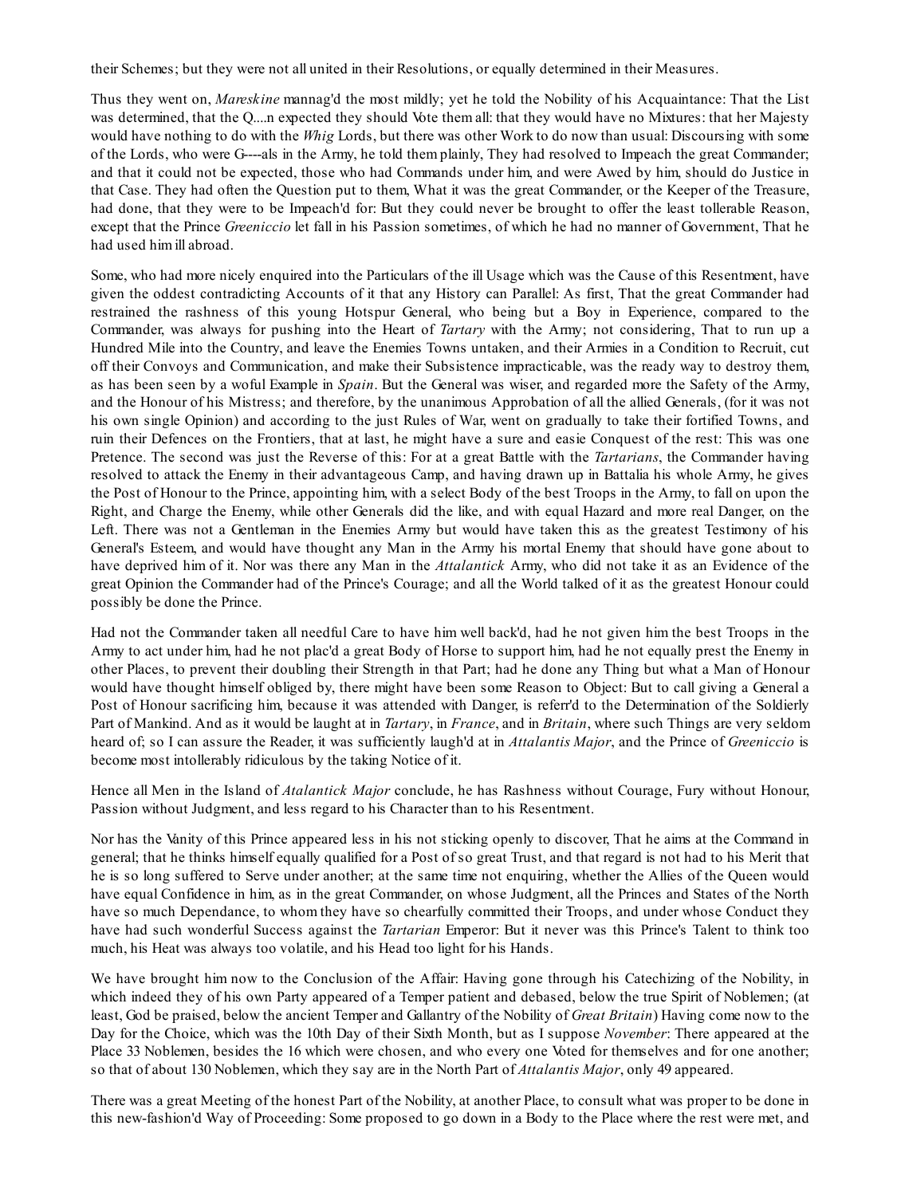their Schemes; but they were not all united in their Resolutions, or equally determined in their Measures.

Thus they went on, *Mareskine* mannag'd the most mildly; yet he told the Nobility of his Acquaintance: That the List was determined, that the Q....n expected they should Vote them all: that they would have no Mixtures: that her Majesty would have nothing to do with the *Whig* Lords, but there was other Work to do now than usual: Discoursing with some of the Lords, who were G----als in the Army, he told them plainly, They had resolved to Impeach the great Commander; and that it could not be expected, those who had Commands under him, and were Awed by him, should do Justice in that Case. They had often the Question put to them, What it was the great Commander, or the Keeper of the Treasure, had done, that they were to be Impeach'd for: But they could never be brought to offer the least tollerable Reason, except that the Prince *Greeniccio* let fall in his Passion sometimes, of which he had no manner of Government, That he had used him ill abroad.

Some, who had more nicely enquired into the Particulars of the ill Usage which was the Cause of this Resentment, have given the oddest contradicting Accounts of it that any History can Parallel: As first, That the great Commander had restrained the rashness of this young Hotspur General, who being but a Boy in Experience, compared to the Commander, was always for pushing into the Heart of *Tartary* with the Army; not considering, That to run up a Hundred Mile into the Country, and leave the Enemies Towns untaken, and their Armies in a Condition to Recruit, cut off their Convoys and Communication, and make their Subsistence impracticable, was the ready way to destroy them, as has been seen by a woful Example in *Spain*. But the General was wiser, and regarded more the Safety of the Army, and the Honour of his Mistress; and therefore, by the unanimous Approbation of all the allied Generals, (for it was not his own single Opinion) and according to the just Rules of War, went on gradually to take their fortified Towns, and ruin their Defences on the Frontiers, that at last, he might have a sure and easie Conquest of the rest: This was one Pretence. The second was just the Reverse of this: For at a great Battle with the *Tartarians*, the Commander having resolved to attack the Enemy in their advantageous Camp, and having drawn up in Battalia his whole Army, he gives the Post of Honour to the Prince, appointing him, with a select Body of the best Troops in the Army, to fall on upon the Right, and Charge the Enemy, while other Generals did the like, and with equal Hazard and more real Danger, on the Left. There was not a Gentleman in the Enemies Army but would have taken this as the greatest Testimony of his General's Esteem, and would have thought any Man in the Army his mortal Enemy that should have gone about to have deprived him of it. Nor was there any Man in the *Attalantick* Army, who did not take it as an Evidence of the great Opinion the Commander had of the Prince's Courage; and all the World talked of it as the greatest Honour could possibly be done the Prince.

Had not the Commander taken all needful Care to have him well back'd, had he not given him the best Troops in the Army to act under him, had he not plac'd a great Body of Horse to support him, had he not equally prest the Enemy in other Places, to prevent their doubling their Strength in that Part; had he done any Thing but what a Man of Honour would have thought himself obliged by, there might have been some Reason to Object: But to call giving a General a Post of Honour sacrificing him, because it was attended with Danger, is referr'd to the Determination of the Soldierly Part of Mankind. And as it would be laught at in *Tartary*, in *France*, and in *Britain*, where such Things are very seldom heard of; so I can assure the Reader, it was sufficiently laugh'd at in *Attalantis Major*, and the Prince of *Greeniccio* is become most intollerably ridiculous by the taking Notice of it.

Hence all Men in the Island of *Atalantick Major* conclude, he has Rashness without Courage, Fury without Honour, Passion without Judgment, and less regard to his Character than to his Resentment.

Nor has the Vanity of this Prince appeared less in his not sticking openly to discover, That he aims at the Command in general; that he thinks himself equally qualified for a Post of so great Trust, and that regard is not had to his Merit that he is so long suffered to Serve under another; at the same time not enquiring, whether the Allies of the Queen would have equal Confidence in him, as in the great Commander, on whose Judgment, all the Princes and States of the North have so much Dependance, to whom they have so chearfully committed their Troops, and under whose Conduct they have had such wonderful Success against the *Tartarian* Emperor: But it never was this Prince's Talent to think too much, his Heat was always too volatile, and his Head too light for his Hands.

We have brought him now to the Conclusion of the Affair: Having gone through his Catechizing of the Nobility, in which indeed they of his own Party appeared of a Temper patient and debased, below the true Spirit of Noblemen; (at least, God be praised, below the ancient Temper and Gallantry of the Nobility of *Great Britain*) Having come now to the Day for the Choice, which was the 10th Day of their Sixth Month, but as I suppose *November*: There appeared at the Place 33 Noblemen, besides the 16 which were chosen, and who every one Voted for themselves and for one another; so that of about 130 Noblemen, which they say are in the North Part of *Attalantis Major*, only 49 appeared.

There was a great Meeting of the honest Part of the Nobility, at another Place, to consult what was proper to be done in this new-fashion'd Way of Proceeding: Some proposed to go down in a Body to the Place where the rest were met, and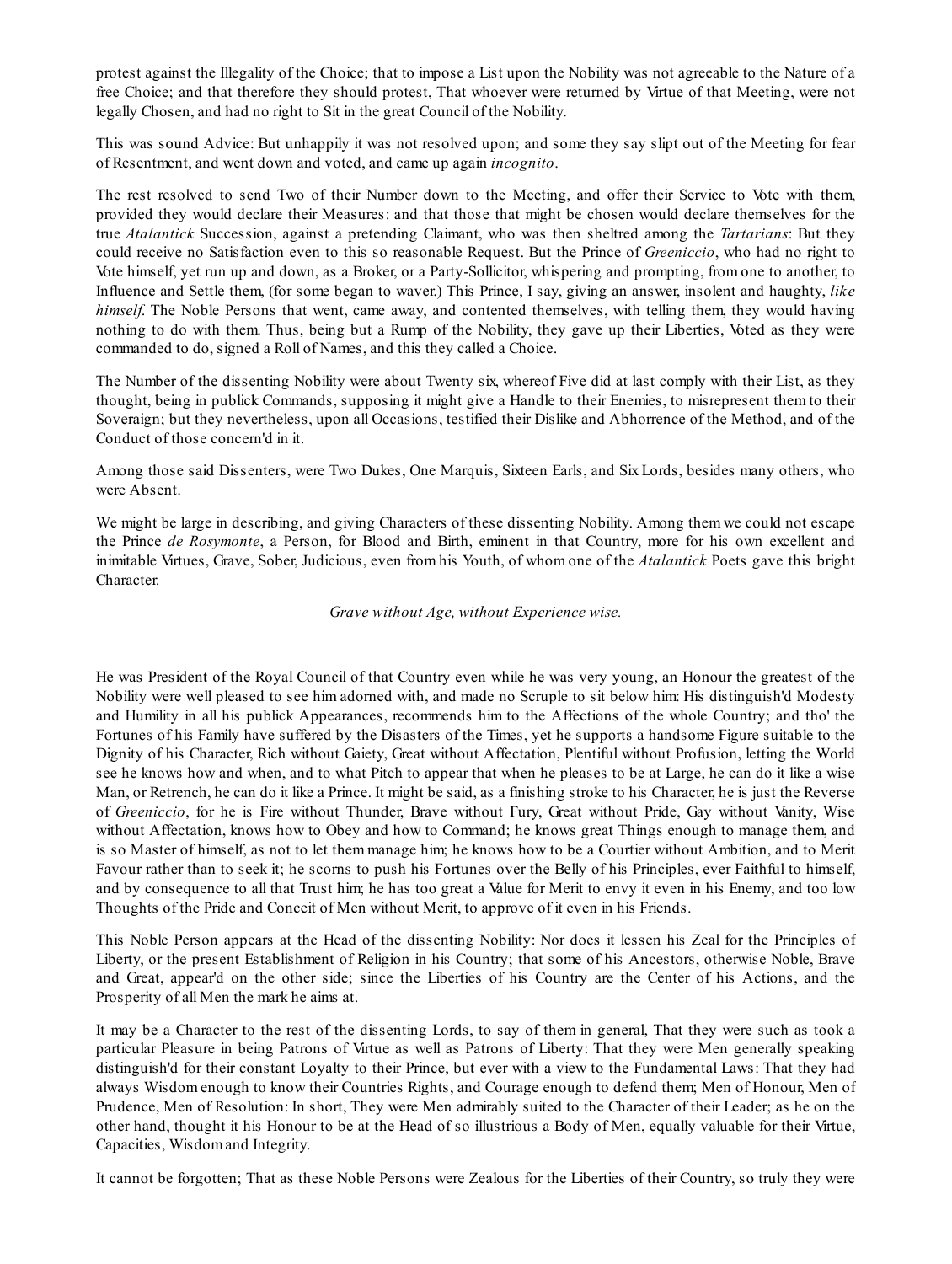protest against the Illegality of the Choice; that to impose a List upon the Nobility was not agreeable to the Nature of a free Choice; and that therefore they should protest, That whoever were returned by Virtue of that Meeting, were not legally Chosen, and had no right to Sit in the great Council of the Nobility.

This was sound Advice: But unhappily it was not resolved upon; and some they say slipt out of the Meeting for fear of Resentment, and went down and voted, and came up again *incognito*.

The rest resolved to send Two of their Number down to the Meeting, and offer their Service to Vote with them, provided they would declare their Measures: and that those that might be chosen would declare themselves for the true *Atalantick* Succession, against a pretending Claimant, who was then sheltred among the *Tartarians*: But they could receive no Satisfaction even to this so reasonable Request. But the Prince of *Greeniccio*, who had no right to Vote himself, yet run up and down, as a Broker, or a Party-Sollicitor, whispering and prompting, from one to another, to Influence and Settle them, (for some began to waver.) This Prince, I say, giving an answer, insolent and haughty, *like himself*. The Noble Persons that went, came away, and contented themselves, with telling them, they would having nothing to do with them. Thus, being but a Rump of the Nobility, they gave up their Liberties, Voted as they were commanded to do, signed a Roll of Names, and this they called a Choice.

The Number of the dissenting Nobility were about Twenty six, whereof Five did at last comply with their List, as they thought, being in publick Commands, supposing it might give a Handle to their Enemies, to misrepresent them to their Soveraign; but they nevertheless, upon all Occasions, testified their Dislike and Abhorrence of the Method, and of the Conduct of those concern'd in it.

Among those said Dissenters, were Two Dukes, One Marquis, Sixteen Earls, and Six Lords, besides many others, who were Absent.

We might be large in describing, and giving Characters of these dissenting Nobility. Among them we could not escape the Prince *de Rosymonte*, a Person, for Blood and Birth, eminent in that Country, more for his own excellent and inimitable Virtues, Grave, Sober, Judicious, even from his Youth, of whom one of the *Atalantick* Poets gave this bright Character.

*Grave without Age, without Experience wise.*

He was President of the Royal Council of that Country even while he was very young, an Honour the greatest of the Nobility were well pleased to see him adorned with, and made no Scruple to sit below him: His distinguish'd Modesty and Humility in all his publick Appearances, recommends him to the Affections of the whole Country; and tho' the Fortunes of his Family have suffered by the Disasters of the Times, yet he supports a handsome Figure suitable to the Dignity of his Character, Rich without Gaiety, Great without Affectation, Plentiful without Profusion, letting the World see he knows how and when, and to what Pitch to appear that when he pleases to be at Large, he can do it like a wise Man, or Retrench, he can do it like a Prince. It might be said, as a finishing stroke to his Character, he is just the Reverse of *Greeniccio*, for he is Fire without Thunder, Brave without Fury, Great without Pride, Gay without Vanity, Wise without Affectation, knows how to Obey and how to Command; he knows great Things enough to manage them, and is so Master of himself, as not to let them manage him; he knows how to be a Courtier without Ambition, and to Merit Favour rather than to seek it; he scorns to push his Fortunes over the Belly of his Principles, ever Faithful to himself, and by consequence to all that Trust him; he has too great a Value for Merit to envy it even in his Enemy, and too low Thoughts of the Pride and Conceit of Men without Merit, to approve of it even in his Friends.

This Noble Person appears at the Head of the dissenting Nobility: Nor does it lessen his Zeal for the Principles of Liberty, or the present Establishment of Religion in his Country; that some of his Ancestors, otherwise Noble, Brave and Great, appear'd on the other side; since the Liberties of his Country are the Center of his Actions, and the Prosperity of all Men the mark he aims at.

It may be a Character to the rest of the dissenting Lords, to say of them in general, That they were such as took a particular Pleasure in being Patrons of Virtue as well as Patrons of Liberty: That they were Men generally speaking distinguish'd for their constant Loyalty to their Prince, but ever with a view to the Fundamental Laws: That they had always Wisdom enough to know their Countries Rights, and Courage enough to defend them; Men of Honour, Men of Prudence, Men of Resolution: In short, They were Men admirably suited to the Character of their Leader; as he on the other hand, thought it his Honour to be at the Head of so illustrious a Body of Men, equally valuable for their Virtue, Capacities, Wisdom and Integrity.

It cannot be forgotten; That as these Noble Persons were Zealous for the Liberties of their Country, so truly they were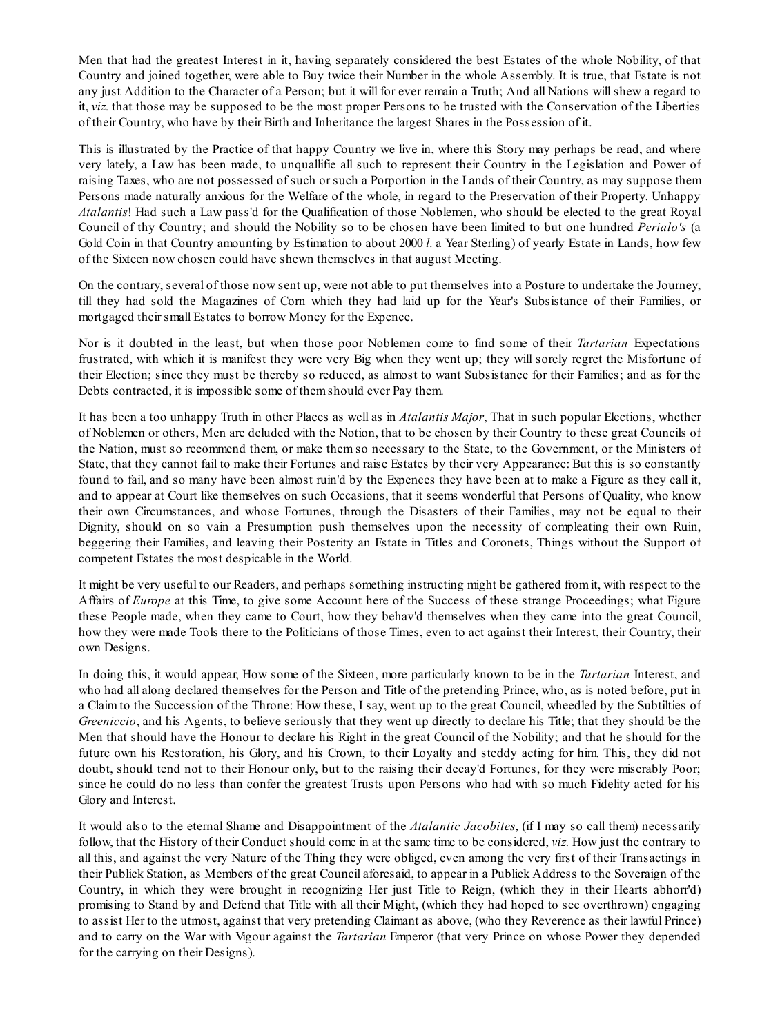Men that had the greatest Interest in it, having separately considered the best Estates of the whole Nobility, of that Country and joined together, were able to Buy twice their Number in the whole Assembly. It is true, that Estate is not any just Addition to the Character of a Person; but it will for ever remain a Truth; And all Nations will shew a regard to it, *viz.* that those may be supposed to be the most proper Persons to be trusted with the Conservation of the Liberties of their Country, who have by their Birth and Inheritance the largest Shares in the Possession of it.

This is illustrated by the Practice of that happy Country we live in, where this Story may perhaps be read, and where very lately, a Law has been made, to unquallifie all such to represent their Country in the Legislation and Power of raising Taxes, who are not possessed of such or such a Porportion in the Lands of their Country, as may suppose them Persons made naturally anxious for the Welfare of the whole, in regard to the Preservation of their Property. Unhappy *Atalantis*! Had such a Law pass'd for the Qualification of those Noblemen, who should be elected to the great Royal Council of thy Country; and should the Nobility so to be chosen have been limited to but one hundred *Perialo's* (a Gold Coin in that Country amounting by Estimation to about 2000 *l.* a Year Sterling) of yearly Estate in Lands, how few of the Sixteen now chosen could have shewn themselves in that august Meeting.

On the contrary, several of those now sent up, were not able to put themselves into a Posture to undertake the Journey, till they had sold the Magazines of Corn which they had laid up for the Year's Subsistance of their Families, or mortgaged their small Estates to borrow Money for the Expence.

Nor is it doubted in the least, but when those poor Noblemen come to find some of their *Tartarian* Expectations frustrated, with which it is manifest they were very Big when they went up; they will sorely regret the Misfortune of their Election; since they must be thereby so reduced, as almost to want Subsistance for their Families; and as for the Debts contracted, it is impossible some of them should ever Pay them.

It has been a too unhappy Truth in other Places as well as in *Atalantis Major*, That in such popular Elections, whether of Noblemen or others, Men are deluded with the Notion, that to be chosen by their Country to these great Councils of the Nation, must so recommend them, or make them so necessary to the State, to the Government, or the Ministers of State, that they cannot fail to make their Fortunes and raise Estates by their very Appearance: But this is so constantly found to fail, and so many have been almost ruin'd by the Expences they have been at to make a Figure as they call it, and to appear at Court like themselves on such Occasions, that it seems wonderful that Persons of Quality, who know their own Circumstances, and whose Fortunes, through the Disasters of their Families, may not be equal to their Dignity, should on so vain a Presumption push themselves upon the necessity of compleating their own Ruin, beggering their Families, and leaving their Posterity an Estate in Titles and Coronets, Things without the Support of competent Estates the most despicable in the World.

It might be very useful to our Readers, and perhaps something instructing might be gathered from it, with respect to the Affairs of *Europe* at this Time, to give some Account here of the Success of these strange Proceedings; what Figure these People made, when they came to Court, how they behav'd themselves when they came into the great Council, how they were made Tools there to the Politicians of those Times, even to act against their Interest, their Country, their own Designs.

In doing this, it would appear, How some of the Sixteen, more particularly known to be in the *Tartarian* Interest, and who had all along declared themselves for the Person and Title of the pretending Prince, who, as is noted before, put in a Claim to the Succession of the Throne: How these, I say, went up to the great Council, wheedled by the Subtilties of *Greeniccio*, and his Agents, to believe seriously that they went up directly to declare his Title; that they should be the Men that should have the Honour to declare his Right in the great Council of the Nobility; and that he should for the future own his Restoration, his Glory, and his Crown, to their Loyalty and steddy acting for him. This, they did not doubt, should tend not to their Honour only, but to the raising their decay'd Fortunes, for they were miserably Poor; since he could do no less than confer the greatest Trusts upon Persons who had with so much Fidelity acted for his Glory and Interest.

It would also to the eternal Shame and Disappointment of the *Atalantic Jacobites*, (if I may so call them) necessarily follow, that the History of their Conduct should come in at the same time to be considered, *viz.* How just the contrary to all this, and against the very Nature of the Thing they were obliged, even among the very first of their Transactings in their Publick Station, as Members of the great Council aforesaid, to appear in a Publick Address to the Soveraign of the Country, in which they were brought in recognizing Her just Title to Reign, (which they in their Hearts abhorr'd) promising to Stand by and Defend that Title with all their Might, (which they had hoped to see overthrown) engaging to assist Her to the utmost, against that very pretending Claimant as above, (who they Reverence as their lawful Prince) and to carry on the War with Vigour against the *Tartarian* Emperor (that very Prince on whose Power they depended for the carrying on their Designs).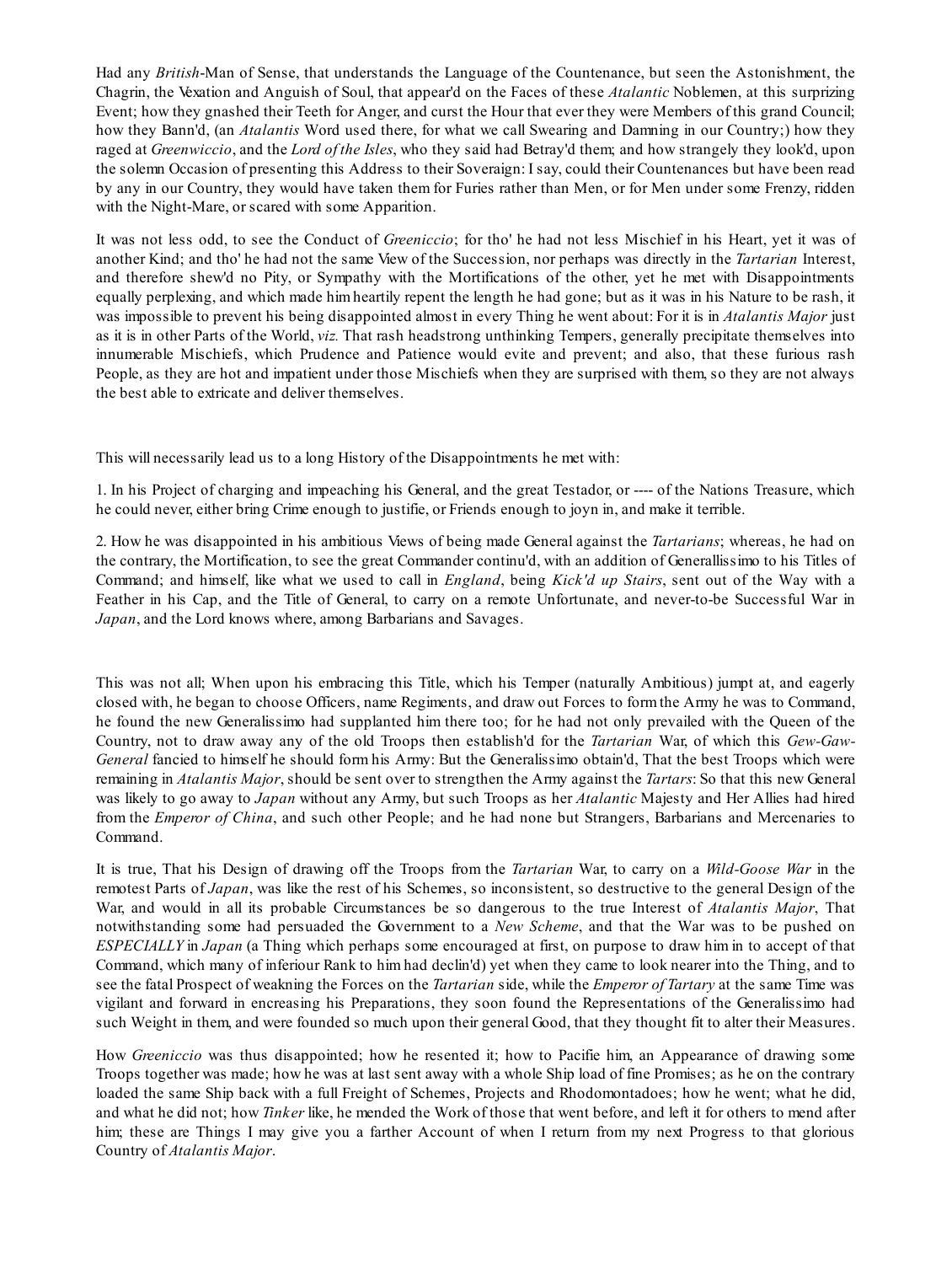Had any *British*-Man of Sense, that understands the Language of the Countenance, but seen the Astonishment, the Chagrin, the Vexation and Anguish of Soul, that appear'd on the Faces of these *Atalantic* Noblemen, at this surprizing Event; how they gnashed their Teeth for Anger, and curst the Hour that ever they were Members of this grand Council; how they Bann'd, (an *Atalantis* Word used there, for what we call Swearing and Damning in our Country;) how they raged at *Greenwiccio*, and the *Lord of the Isles*, who they said had Betray'd them; and how strangely they look'd, upon the solemn Occasion of presenting this Address to their Soveraign: I say, could their Countenances but have been read by any in our Country, they would have taken them for Furies rather than Men, or for Men under some Frenzy, ridden with the Night-Mare, or scared with some Apparition.

It was not less odd, to see the Conduct of *Greeniccio*; for tho' he had not less Mischief in his Heart, yet it was of another Kind; and tho' he had not the same View of the Succession, nor perhaps was directly in the *Tartarian* Interest, and therefore shew'd no Pity, or Sympathy with the Mortifications of the other, yet he met with Disappointments equally perplexing, and which made him heartily repent the length he had gone; but as it was in his Nature to be rash, it was impossible to prevent his being disappointed almost in every Thing he went about: For it is in *Atalantis Major* just as it is in other Parts of the World, *viz.* That rash headstrong unthinking Tempers, generally precipitate themselves into innumerable Mischiefs, which Prudence and Patience would evite and prevent; and also, that these furious rash People, as they are hot and impatient under those Mischiefs when they are surprised with them, so they are not always the best able to extricate and deliver themselves.

This will necessarily lead us to a long History of the Disappointments he met with:

1. In his Project of charging and impeaching his General, and the great Testador, or ---- of the Nations Treasure, which he could never, either bring Crime enough to justifie, or Friends enough to joyn in, and make it terrible.

2. How he was disappointed in his ambitious Views of being made General against the *Tartarians*; whereas, he had on the contrary, the Mortification, to see the great Commander continu'd, with an addition of Generallissimo to his Titles of Command; and himself, like what we used to call in *England*, being *Kick'd up Stairs*, sent out of the Way with a Feather in his Cap, and the Title of General, to carry on a remote Unfortunate, and never-to-be Successful War in *Japan*, and the Lord knows where, among Barbarians and Savages.

This was not all; When upon his embracing this Title, which his Temper (naturally Ambitious) jumpt at, and eagerly closed with, he began to choose Officers, name Regiments, and draw out Forces to form the Army he was to Command, he found the new Generalissimo had supplanted him there too; for he had not only prevailed with the Queen of the Country, not to draw away any of the old Troops then establish'd for the *Tartarian* War, of which this *Gew-Gaw-General* fancied to himself he should form his Army: But the Generalissimo obtain'd, That the best Troops which were remaining in *Atalantis Major*, should be sent over to strengthen the Army against the *Tartars*: So that this new General was likely to go away to *Japan* without any Army, but such Troops as her *Atalantic* Majesty and Her Allies had hired from the *Emperor of China*, and such other People; and he had none but Strangers, Barbarians and Mercenaries to Command.

It is true, That his Design of drawing off the Troops from the *Tartarian* War, to carry on a *Wild-Goose War* in the remotest Parts of *Japan*, was like the rest of his Schemes, so inconsistent, so destructive to the general Design of the War, and would in all its probable Circumstances be so dangerous to the true Interest of *Atalantis Major*, That notwithstanding some had persuaded the Government to a *New Scheme*, and that the War was to be pushed on *ESPECIALLY* in *Japan* (a Thing which perhaps some encouraged at first, on purpose to draw him in to accept of that Command, which many of inferiour Rank to him had declin'd) yet when they came to look nearer into the Thing, and to see the fatal Prospect of weakning the Forces on the *Tartarian* side, while the *Emperor of Tartary* at the same Time was vigilant and forward in encreasing his Preparations, they soon found the Representations of the Generalissimo had such Weight in them, and were founded so much upon their general Good, that they thought fit to alter their Measures.

How *Greeniccio* was thus disappointed; how he resented it; how to Pacifie him, an Appearance of drawing some Troops together was made; how he was at last sent away with a whole Ship load of fine Promises; as he on the contrary loaded the same Ship back with a full Freight of Schemes, Projects and Rhodomontadoes; how he went; what he did, and what he did not; how *Tinker* like, he mended the Work of those that went before, and left it for others to mend after him; these are Things I may give you a farther Account of when I return from my next Progress to that glorious Country of *Atalantis Major*.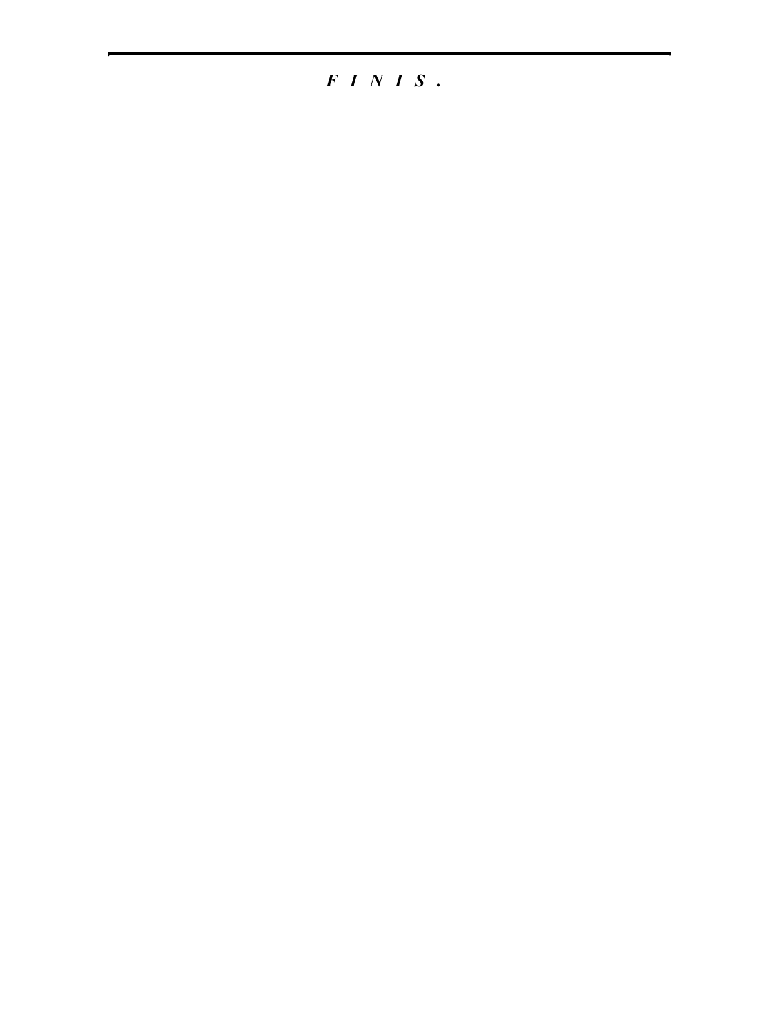---

*FINIS.*